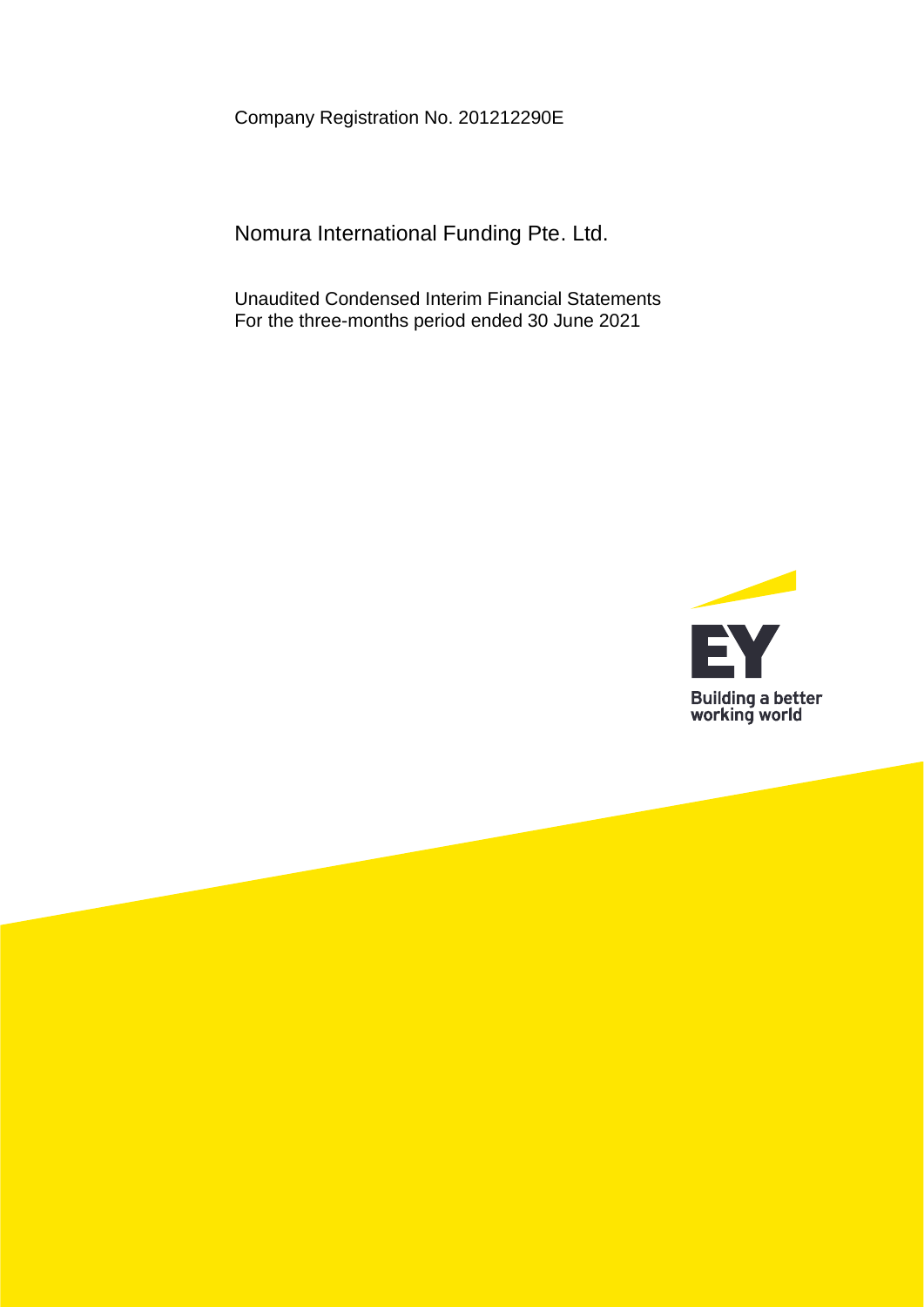Company Registration No. 201212290E

# Nomura International Funding Pte. Ltd.

Unaudited Condensed Interim Financial Statements
For the three-months period ended 30 June 2021

EY

Building a better working world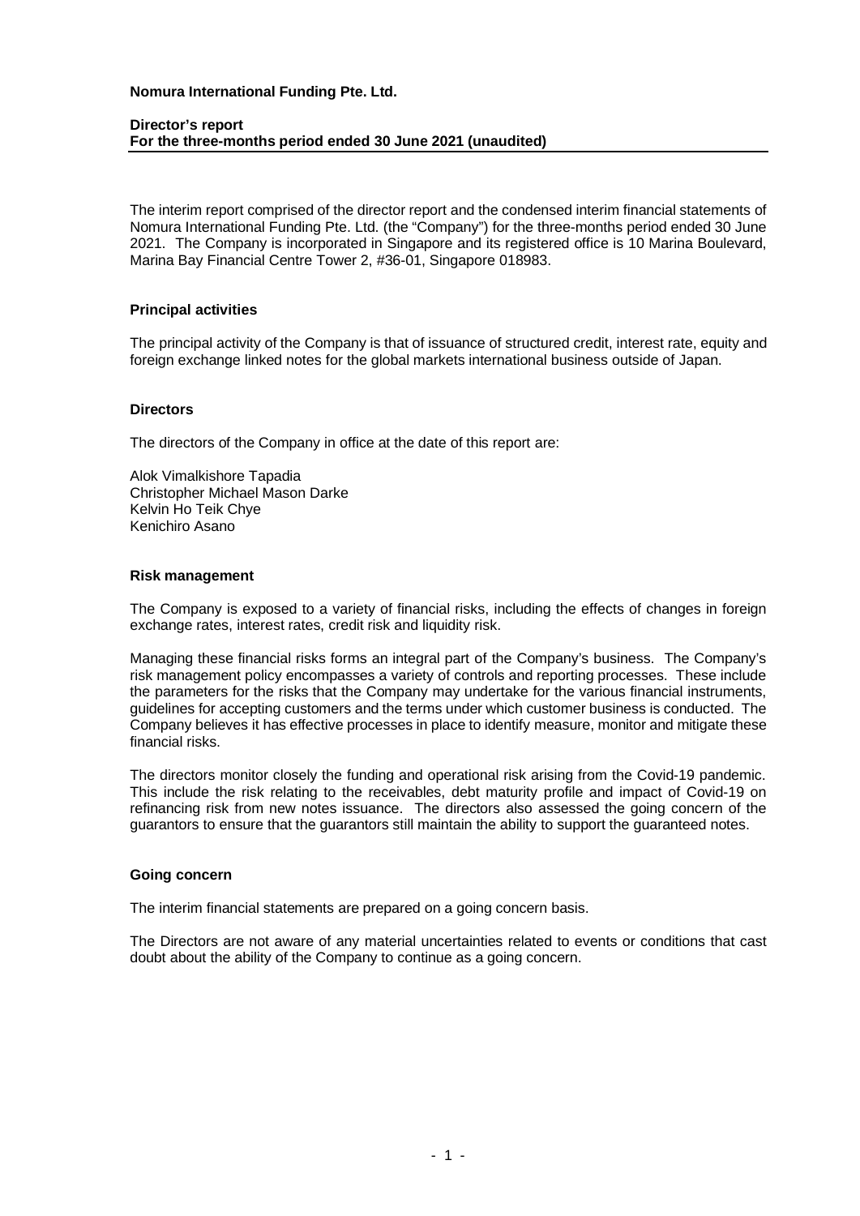**Nomura International Funding Pte. Ltd.**

**Director's report**
**For the three-months period ended 30 June 2021 (unaudited)**

The interim report comprised of the director report and the condensed interim financial statements of Nomura International Funding Pte. Ltd. (the "Company") for the three-months period ended 30 June 2021. The Company is incorporated in Singapore and its registered office is 10 Marina Boulevard, Marina Bay Financial Centre Tower 2, #36-01, Singapore 018983.

## Principal activities

The principal activity of the Company is that of issuance of structured credit, interest rate, equity and foreign exchange linked notes for the global markets international business outside of Japan.

## Directors

The directors of the Company in office at the date of this report are:

Alok Vimalkishore Tapadia
Christopher Michael Mason Darke
Kelvin Ho Teik Chye
Kenichiro Asano

## Risk management

The Company is exposed to a variety of financial risks, including the effects of changes in foreign exchange rates, interest rates, credit risk and liquidity risk.

Managing these financial risks forms an integral part of the Company's business. The Company's risk management policy encompasses a variety of controls and reporting processes. These include the parameters for the risks that the Company may undertake for the various financial instruments, guidelines for accepting customers and the terms under which customer business is conducted. The Company believes it has effective processes in place to identify measure, monitor and mitigate these financial risks.

The directors monitor closely the funding and operational risk arising from the Covid-19 pandemic. This include the risk relating to the receivables, debt maturity profile and impact of Covid-19 on refinancing risk from new notes issuance. The directors also assessed the going concern of the guarantors to ensure that the guarantors still maintain the ability to support the guaranteed notes.

## Going concern

The interim financial statements are prepared on a going concern basis.

The Directors are not aware of any material uncertainties related to events or conditions that cast doubt about the ability of the Company to continue as a going concern.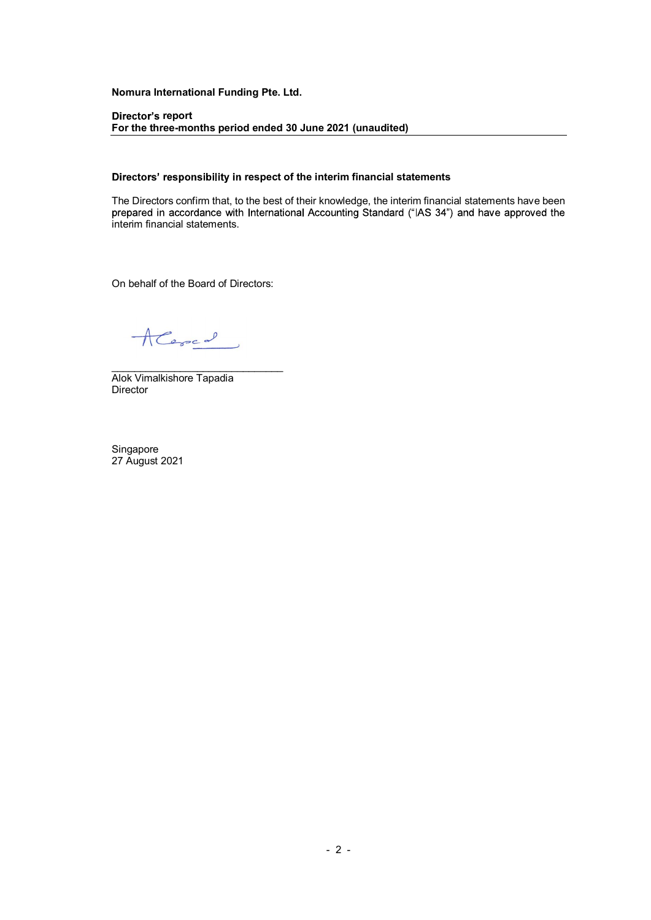**Nomura International Funding Pte. Ltd.**

**Director's report**
**For the three-months period ended 30 June 2021 (unaudited)**

**Directors' responsibility in respect of the interim financial statements**

The Directors confirm that, to the best of their knowledge, the interim financial statements have been prepared in accordance with International Accounting Standard ("IAS 34") and have approved the interim financial statements.

On behalf of the Board of Directors:

\_\_\_\_\_\_\_\_\_\_\_\_\_\_\_\_\_\_\_\_\_\_\_\_\_\_\_\_\_\_
Alok Vimalkishore Tapadia
Director

Singapore
27 August 2021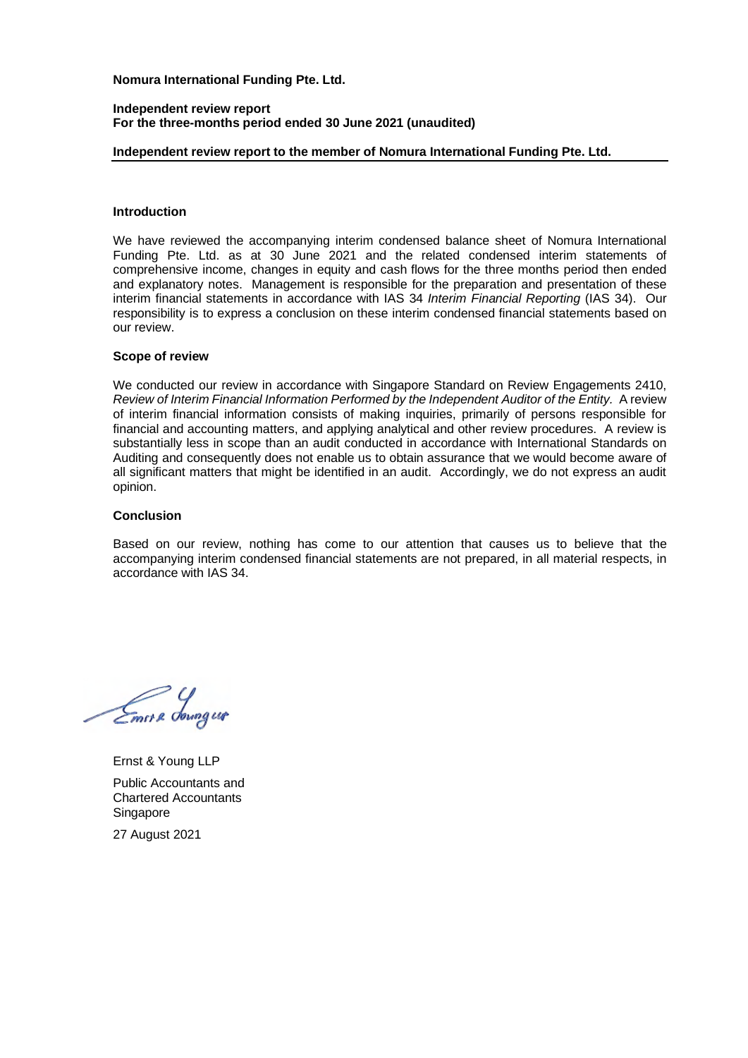**Nomura International Funding Pte. Ltd.**

**Independent review report**
**For the three-months period ended 30 June 2021 (unaudited)**

**Independent review report to the member of Nomura International Funding Pte. Ltd.**

**Introduction**

We have reviewed the accompanying interim condensed balance sheet of Nomura International Funding Pte. Ltd. as at 30 June 2021 and the related condensed interim statements of comprehensive income, changes in equity and cash flows for the three months period then ended and explanatory notes. Management is responsible for the preparation and presentation of these interim financial statements in accordance with IAS 34 *Interim Financial Reporting* (IAS 34). Our responsibility is to express a conclusion on these interim condensed financial statements based on our review.

**Scope of review**

We conducted our review in accordance with Singapore Standard on Review Engagements 2410, *Review of Interim Financial Information Performed by the Independent Auditor of the Entity.* A review of interim financial information consists of making inquiries, primarily of persons responsible for financial and accounting matters, and applying analytical and other review procedures. A review is substantially less in scope than an audit conducted in accordance with International Standards on Auditing and consequently does not enable us to obtain assurance that we would become aware of all significant matters that might be identified in an audit. Accordingly, we do not express an audit opinion.

**Conclusion**

Based on our review, nothing has come to our attention that causes us to believe that the accompanying interim condensed financial statements are not prepared, in all material respects, in accordance with IAS 34.

Ernst & Young LLP

Public Accountants and
Chartered Accountants
Singapore

27 August 2021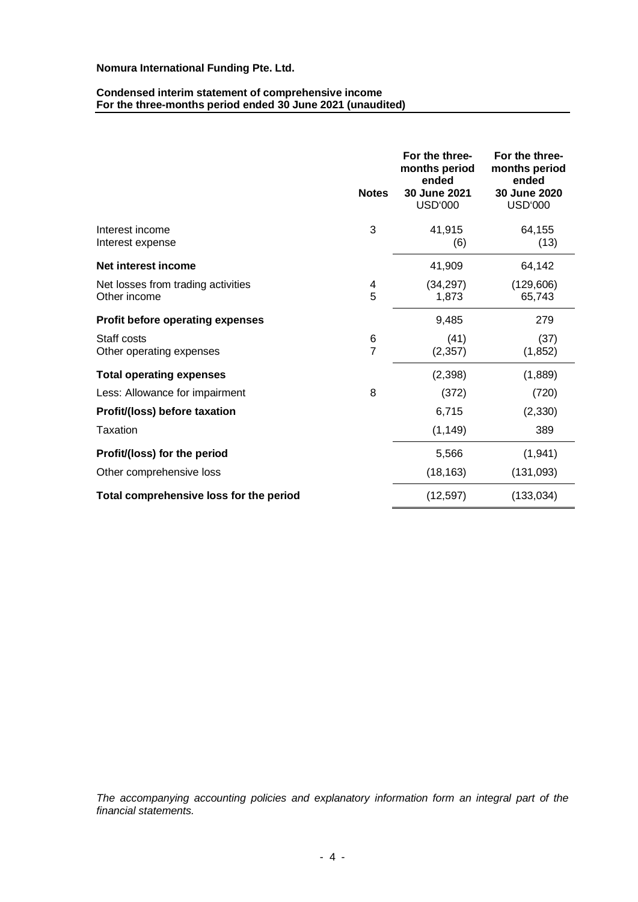**Nomura International Funding Pte. Ltd.**

**Condensed interim statement of comprehensive income**
**For the three-months period ended 30 June 2021 (unaudited)**

| | Notes | For the three-months period ended 30 June 2021 USD'000 | For the three-months period ended 30 June 2020 USD'000 |
|---|---|---|---|
| Interest income | 3 | 41,915 | 64,155 |
| Interest expense | | (6) | (13) |
| **Net interest income** | | 41,909 | 64,142 |
| Net losses from trading activities | 4 | (34,297) | (129,606) |
| Other income | 5 | 1,873 | 65,743 |
| **Profit before operating expenses** | | 9,485 | 279 |
| Staff costs | 6 | (41) | (37) |
| Other operating expenses | 7 | (2,357) | (1,852) |
| **Total operating expenses** | | (2,398) | (1,889) |
| Less: Allowance for impairment | 8 | (372) | (720) |
| **Profit/(loss) before taxation** | | 6,715 | (2,330) |
| Taxation | | (1,149) | 389 |
| **Profit/(loss) for the period** | | 5,566 | (1,941) |
| Other comprehensive loss | | (18,163) | (131,093) |
| **Total comprehensive loss for the period** | | (12,597) | (133,034) |

*The accompanying accounting policies and explanatory information form an integral part of the financial statements.*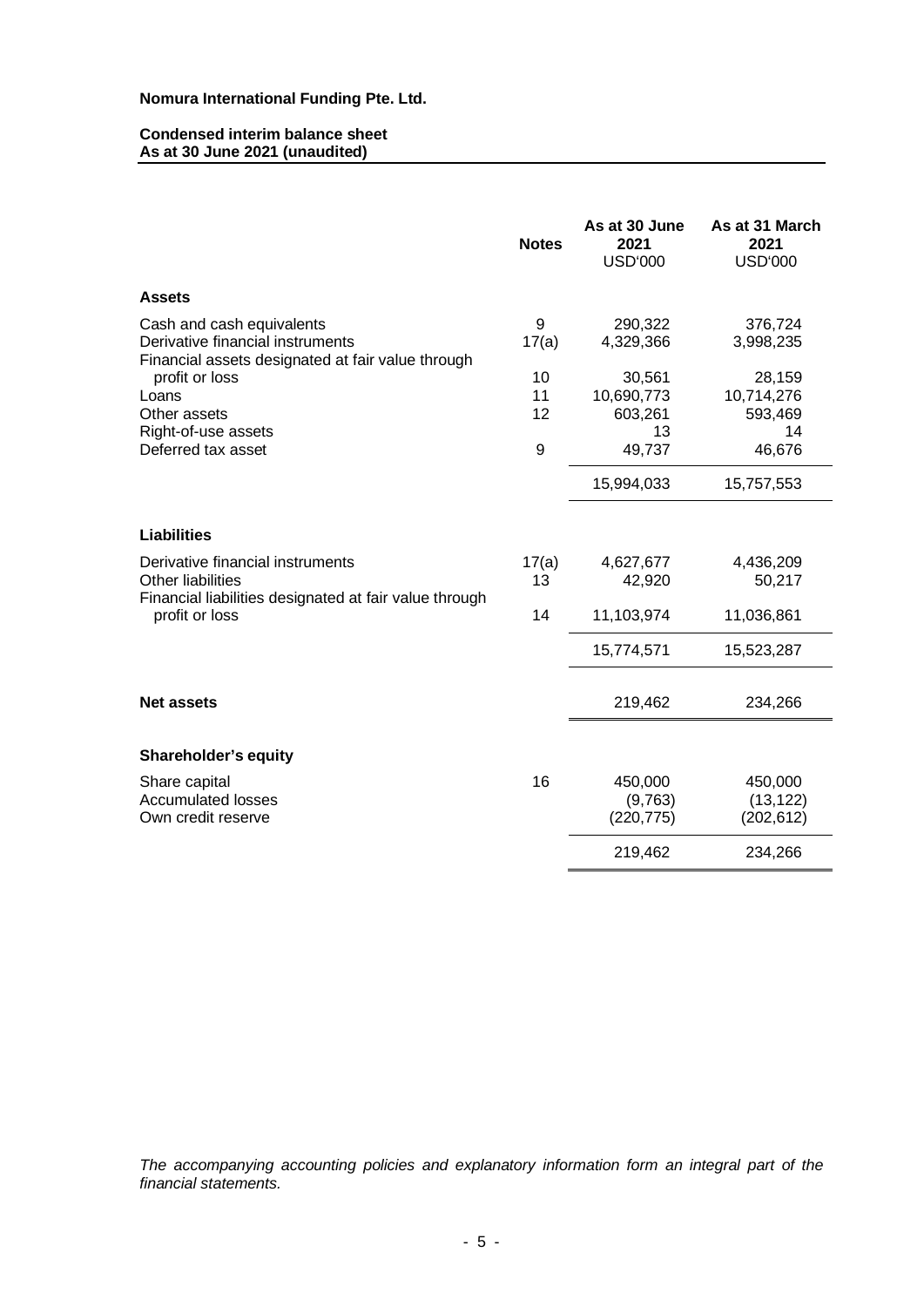**Nomura International Funding Pte. Ltd.**

**Condensed interim balance sheet**
**As at 30 June 2021 (unaudited)**

| | Notes | As at 30 June 2021 USD'000 | As at 31 March 2021 USD'000 |
|---|---|---|---|
| **Assets** | | | |
| Cash and cash equivalents | 9 | 290,322 | 376,724 |
| Derivative financial instruments | 17(a) | 4,329,366 | 3,998,235 |
| Financial assets designated at fair value through profit or loss | 10 | 30,561 | 28,159 |
| Loans | 11 | 10,690,773 | 10,714,276 |
| Other assets | 12 | 603,261 | 593,469 |
| Right-of-use assets | | 13 | 14 |
| Deferred tax asset | 9 | 49,737 | 46,676 |
| | | 15,994,033 | 15,757,553 |
| **Liabilities** | | | |
| Derivative financial instruments | 17(a) | 4,627,677 | 4,436,209 |
| Other liabilities | 13 | 42,920 | 50,217 |
| Financial liabilities designated at fair value through profit or loss | 14 | 11,103,974 | 11,036,861 |
| | | 15,774,571 | 15,523,287 |
| **Net assets** | | 219,462 | 234,266 |
| **Shareholder's equity** | | | |
| Share capital | 16 | 450,000 | 450,000 |
| Accumulated losses | | (9,763) | (13,122) |
| Own credit reserve | | (220,775) | (202,612) |
| | | 219,462 | 234,266 |

*The accompanying accounting policies and explanatory information form an integral part of the financial statements.*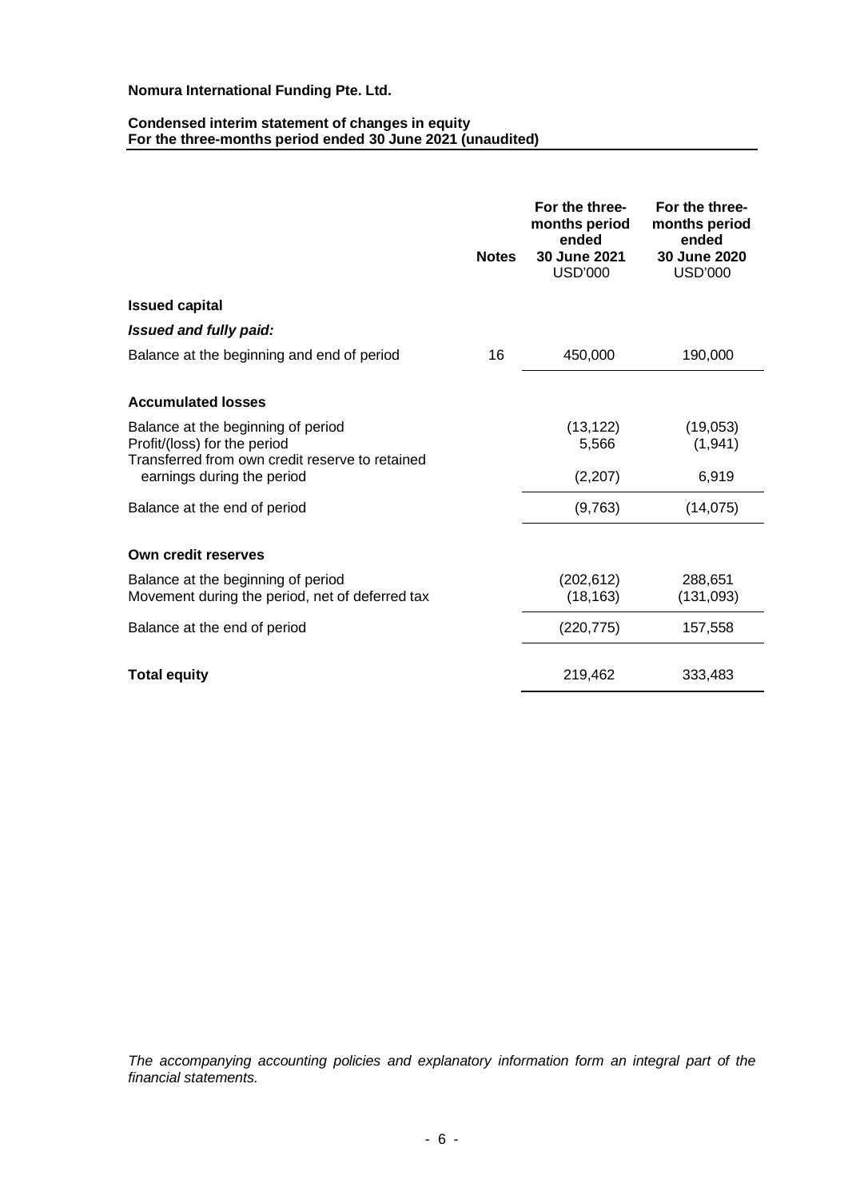**Nomura International Funding Pte. Ltd.**

**Condensed interim statement of changes in equity**
**For the three-months period ended 30 June 2021 (unaudited)**

| | Notes | For the three-months period ended 30 June 2021 USD'000 | For the three-months period ended 30 June 2020 USD'000 |
|---|---|---|---|
| **Issued capital** | | | |
| ***Issued and fully paid:*** | | | |
| Balance at the beginning and end of period | 16 | 450,000 | 190,000 |
| **Accumulated losses** | | | |
| Balance at the beginning of period | | (13,122) | (19,053) |
| Profit/(loss) for the period | | 5,566 | (1,941) |
| Transferred from own credit reserve to retained earnings during the period | | (2,207) | 6,919 |
| Balance at the end of period | | (9,763) | (14,075) |
| **Own credit reserves** | | | |
| Balance at the beginning of period | | (202,612) | 288,651 |
| Movement during the period, net of deferred tax | | (18,163) | (131,093) |
| Balance at the end of period | | (220,775) | 157,558 |
| **Total equity** | | 219,462 | 333,483 |

*The accompanying accounting policies and explanatory information form an integral part of the financial statements.*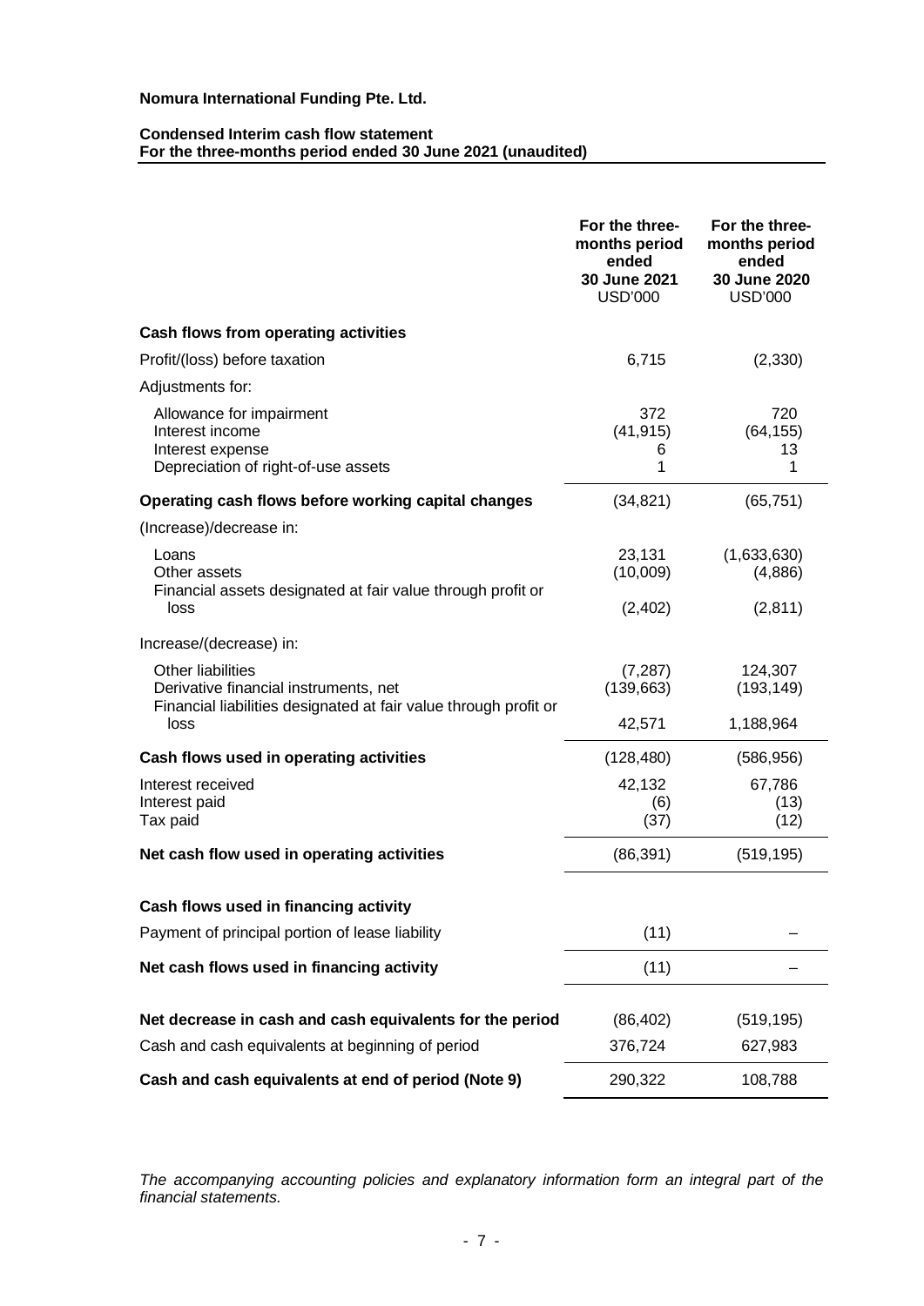**Nomura International Funding Pte. Ltd.**

**Condensed Interim cash flow statement**
**For the three-months period ended 30 June 2021 (unaudited)**

| | For the three-months period ended 30 June 2021 USD'000 | For the three-months period ended 30 June 2020 USD'000 |
|---|---|---|
| **Cash flows from operating activities** | | |
| Profit/(loss) before taxation | 6,715 | (2,330) |
| Adjustments for: | | |
| Allowance for impairment | 372 | 720 |
| Interest income | (41,915) | (64,155) |
| Interest expense | 6 | 13 |
| Depreciation of right-of-use assets | 1 | 1 |
| **Operating cash flows before working capital changes** | (34,821) | (65,751) |
| (Increase)/decrease in: | | |
| Loans | 23,131 | (1,633,630) |
| Other assets | (10,009) | (4,886) |
| Financial assets designated at fair value through profit or loss | (2,402) | (2,811) |
| Increase/(decrease) in: | | |
| Other liabilities | (7,287) | 124,307 |
| Derivative financial instruments, net | (139,663) | (193,149) |
| Financial liabilities designated at fair value through profit or loss | 42,571 | 1,188,964 |
| **Cash flows used in operating activities** | (128,480) | (586,956) |
| Interest received | 42,132 | 67,786 |
| Interest paid | (6) | (13) |
| Tax paid | (37) | (12) |
| **Net cash flow used in operating activities** | (86,391) | (519,195) |
| **Cash flows used in financing activity** | | |
| Payment of principal portion of lease liability | (11) | – |
| **Net cash flows used in financing activity** | (11) | – |
| **Net decrease in cash and cash equivalents for the period** | (86,402) | (519,195) |
| Cash and cash equivalents at beginning of period | 376,724 | 627,983 |
| **Cash and cash equivalents at end of period (Note 9)** | 290,322 | 108,788 |

*The accompanying accounting policies and explanatory information form an integral part of the financial statements.*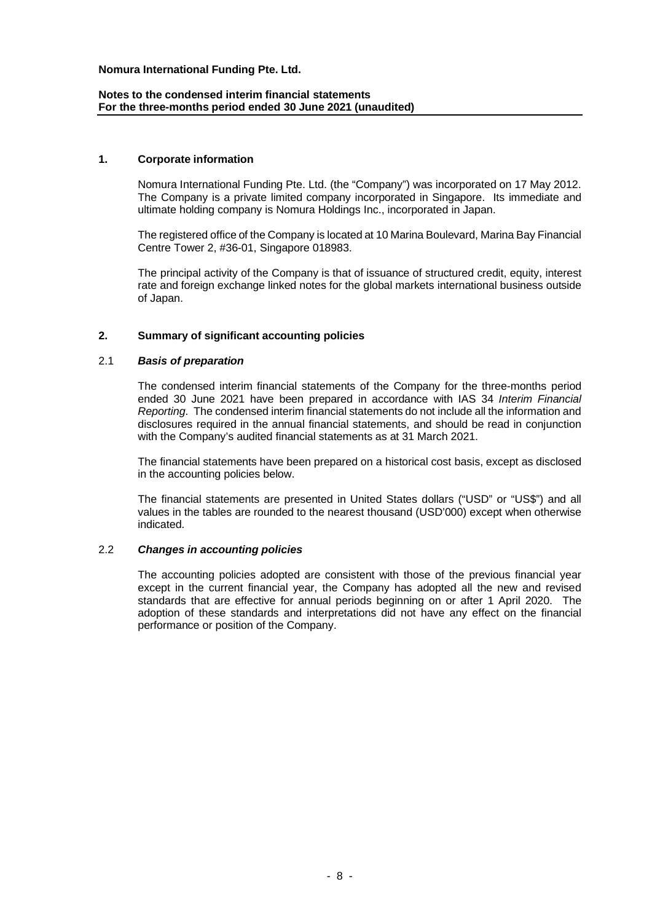**Nomura International Funding Pte. Ltd.**

**Notes to the condensed interim financial statements**
**For the three-months period ended 30 June 2021 (unaudited)**

## 1. Corporate information

Nomura International Funding Pte. Ltd. (the "Company") was incorporated on 17 May 2012. The Company is a private limited company incorporated in Singapore. Its immediate and ultimate holding company is Nomura Holdings Inc., incorporated in Japan.

The registered office of the Company is located at 10 Marina Boulevard, Marina Bay Financial Centre Tower 2, #36-01, Singapore 018983.

The principal activity of the Company is that of issuance of structured credit, equity, interest rate and foreign exchange linked notes for the global markets international business outside of Japan.

## 2. Summary of significant accounting policies

### 2.1 *Basis of preparation*

The condensed interim financial statements of the Company for the three-months period ended 30 June 2021 have been prepared in accordance with IAS 34 *Interim Financial Reporting*. The condensed interim financial statements do not include all the information and disclosures required in the annual financial statements, and should be read in conjunction with the Company's audited financial statements as at 31 March 2021.

The financial statements have been prepared on a historical cost basis, except as disclosed in the accounting policies below.

The financial statements are presented in United States dollars ("USD" or "US$") and all values in the tables are rounded to the nearest thousand (USD'000) except when otherwise indicated.

### 2.2 *Changes in accounting policies*

The accounting policies adopted are consistent with those of the previous financial year except in the current financial year, the Company has adopted all the new and revised standards that are effective for annual periods beginning on or after 1 April 2020. The adoption of these standards and interpretations did not have any effect on the financial performance or position of the Company.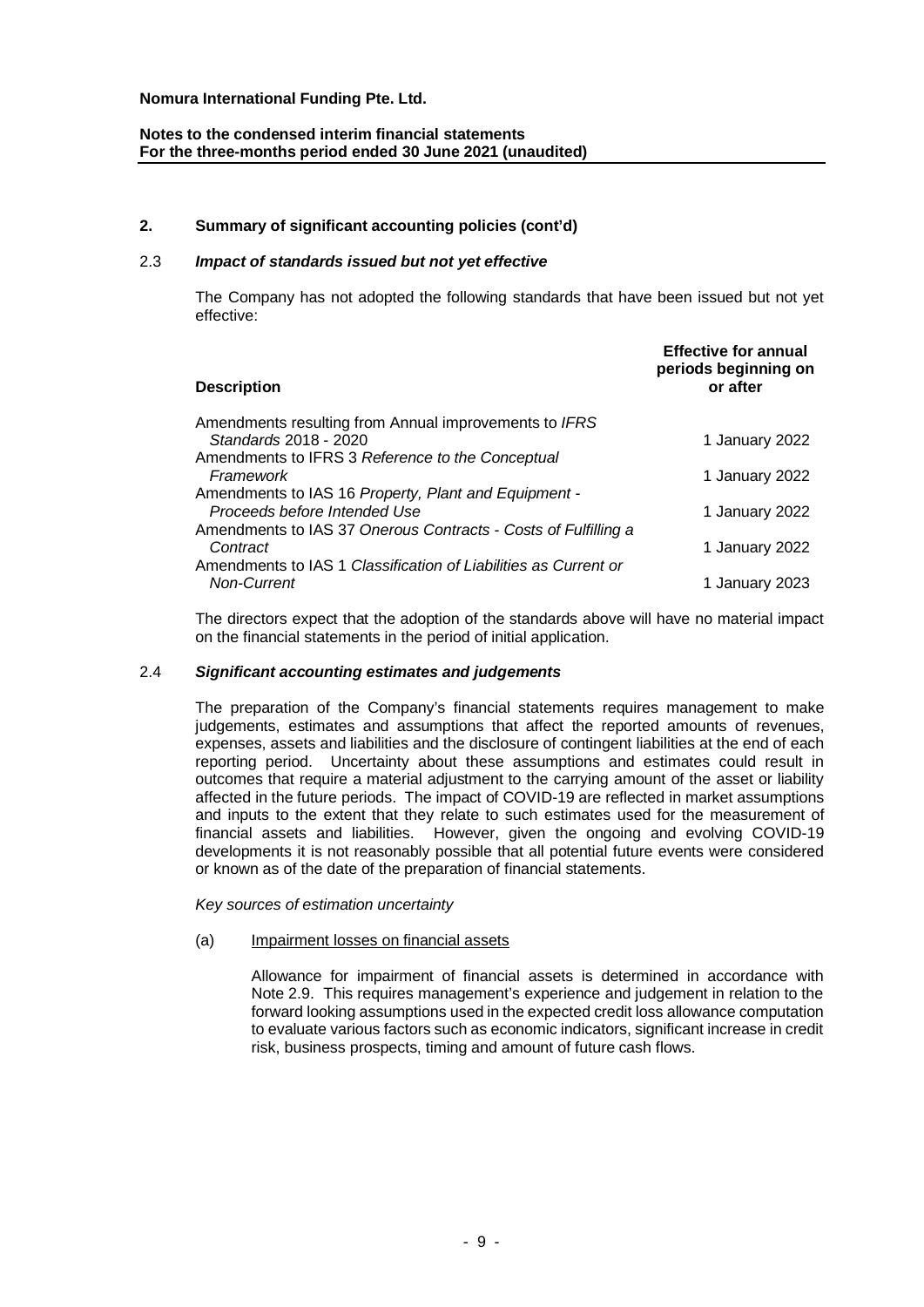## 2. Summary of significant accounting policies (cont'd)

### 2.3 *Impact of standards issued but not yet effective*

The Company has not adopted the following standards that have been issued but not yet effective:

| Description | Effective for annual periods beginning on or after |
|---|---|
| Amendments resulting from Annual improvements to *IFRS Standards* 2018 - 2020 | 1 January 2022 |
| Amendments to IFRS 3 *Reference to the Conceptual Framework* | 1 January 2022 |
| Amendments to IAS 16 *Property, Plant and Equipment - Proceeds before Intended Use* | 1 January 2022 |
| Amendments to IAS 37 *Onerous Contracts - Costs of Fulfilling a Contract* | 1 January 2022 |
| Amendments to IAS 1 *Classification of Liabilities as Current or Non-Current* | 1 January 2023 |

The directors expect that the adoption of the standards above will have no material impact on the financial statements in the period of initial application.

### 2.4 *Significant accounting estimates and judgements*

The preparation of the Company's financial statements requires management to make judgements, estimates and assumptions that affect the reported amounts of revenues, expenses, assets and liabilities and the disclosure of contingent liabilities at the end of each reporting period. Uncertainty about these assumptions and estimates could result in outcomes that require a material adjustment to the carrying amount of the asset or liability affected in the future periods. The impact of COVID-19 are reflected in market assumptions and inputs to the extent that they relate to such estimates used for the measurement of financial assets and liabilities. However, given the ongoing and evolving COVID-19 developments it is not reasonably possible that all potential future events were considered or known as of the date of the preparation of financial statements.

*Key sources of estimation uncertainty*

(a) Impairment losses on financial assets

Allowance for impairment of financial assets is determined in accordance with Note 2.9. This requires management's experience and judgement in relation to the forward looking assumptions used in the expected credit loss allowance computation to evaluate various factors such as economic indicators, significant increase in credit risk, business prospects, timing and amount of future cash flows.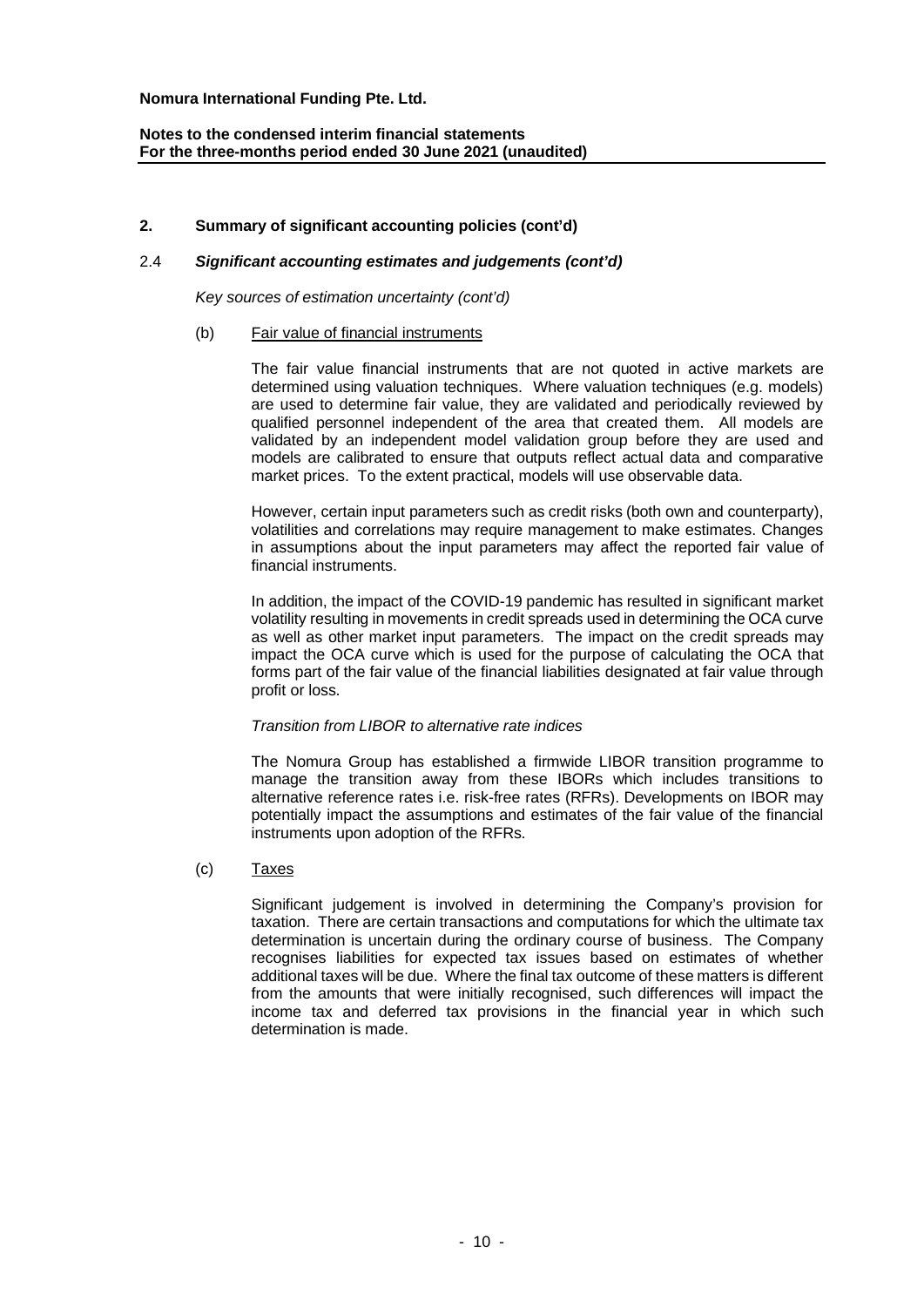## 2. Summary of significant accounting policies (cont'd)

### 2.4 *Significant accounting estimates and judgements (cont'd)*

*Key sources of estimation uncertainty (cont'd)*

(b) Fair value of financial instruments

The fair value financial instruments that are not quoted in active markets are determined using valuation techniques. Where valuation techniques (e.g. models) are used to determine fair value, they are validated and periodically reviewed by qualified personnel independent of the area that created them. All models are validated by an independent model validation group before they are used and models are calibrated to ensure that outputs reflect actual data and comparative market prices. To the extent practical, models will use observable data.

However, certain input parameters such as credit risks (both own and counterparty), volatilities and correlations may require management to make estimates. Changes in assumptions about the input parameters may affect the reported fair value of financial instruments.

In addition, the impact of the COVID-19 pandemic has resulted in significant market volatility resulting in movements in credit spreads used in determining the OCA curve as well as other market input parameters. The impact on the credit spreads may impact the OCA curve which is used for the purpose of calculating the OCA that forms part of the fair value of the financial liabilities designated at fair value through profit or loss.

*Transition from LIBOR to alternative rate indices*

The Nomura Group has established a firmwide LIBOR transition programme to manage the transition away from these IBORs which includes transitions to alternative reference rates i.e. risk-free rates (RFRs). Developments on IBOR may potentially impact the assumptions and estimates of the fair value of the financial instruments upon adoption of the RFRs.

(c) Taxes

Significant judgement is involved in determining the Company's provision for taxation. There are certain transactions and computations for which the ultimate tax determination is uncertain during the ordinary course of business. The Company recognises liabilities for expected tax issues based on estimates of whether additional taxes will be due. Where the final tax outcome of these matters is different from the amounts that were initially recognised, such differences will impact the income tax and deferred tax provisions in the financial year in which such determination is made.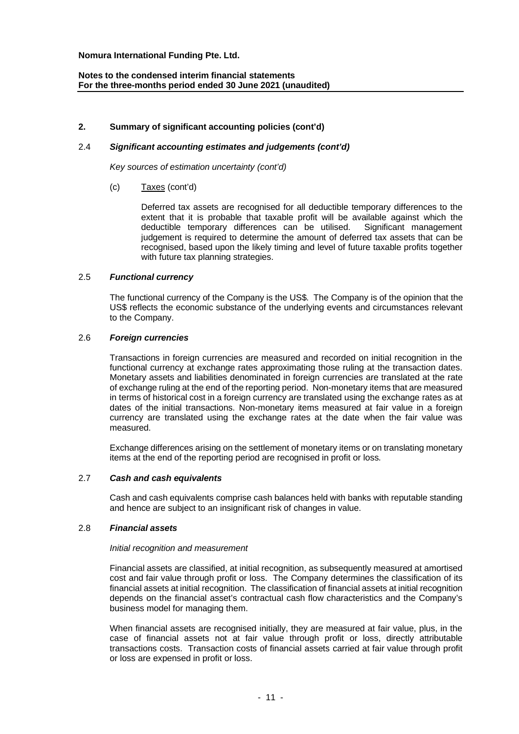## 2. Summary of significant accounting policies (cont'd)

### 2.4 *Significant accounting estimates and judgements (cont'd)*

*Key sources of estimation uncertainty (cont'd)*

(c) Taxes (cont'd)

Deferred tax assets are recognised for all deductible temporary differences to the extent that it is probable that taxable profit will be available against which the deductible temporary differences can be utilised. Significant management judgement is required to determine the amount of deferred tax assets that can be recognised, based upon the likely timing and level of future taxable profits together with future tax planning strategies.

### 2.5 *Functional currency*

The functional currency of the Company is the US$. The Company is of the opinion that the US$ reflects the economic substance of the underlying events and circumstances relevant to the Company.

### 2.6 *Foreign currencies*

Transactions in foreign currencies are measured and recorded on initial recognition in the functional currency at exchange rates approximating those ruling at the transaction dates. Monetary assets and liabilities denominated in foreign currencies are translated at the rate of exchange ruling at the end of the reporting period. Non-monetary items that are measured in terms of historical cost in a foreign currency are translated using the exchange rates as at dates of the initial transactions. Non-monetary items measured at fair value in a foreign currency are translated using the exchange rates at the date when the fair value was measured.

Exchange differences arising on the settlement of monetary items or on translating monetary items at the end of the reporting period are recognised in profit or loss.

### 2.7 *Cash and cash equivalents*

Cash and cash equivalents comprise cash balances held with banks with reputable standing and hence are subject to an insignificant risk of changes in value.

### 2.8 *Financial assets*

*Initial recognition and measurement*

Financial assets are classified, at initial recognition, as subsequently measured at amortised cost and fair value through profit or loss. The Company determines the classification of its financial assets at initial recognition. The classification of financial assets at initial recognition depends on the financial asset's contractual cash flow characteristics and the Company's business model for managing them.

When financial assets are recognised initially, they are measured at fair value, plus, in the case of financial assets not at fair value through profit or loss, directly attributable transactions costs. Transaction costs of financial assets carried at fair value through profit or loss are expensed in profit or loss.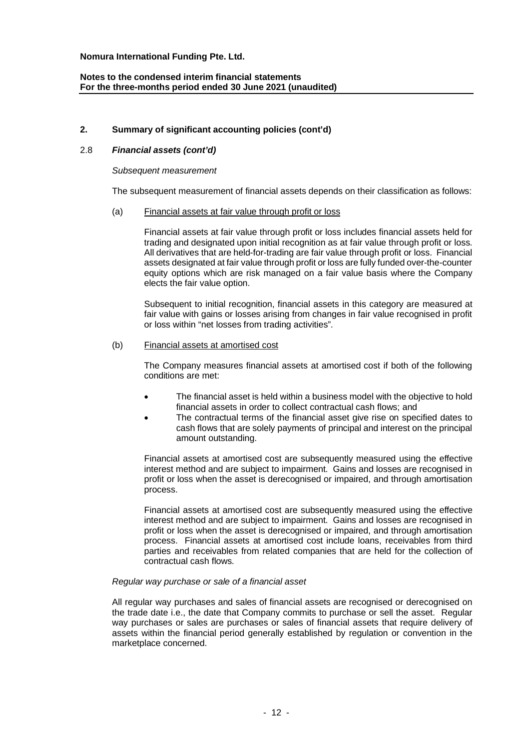## 2. Summary of significant accounting policies (cont'd)

### 2.8 *Financial assets (cont'd)*

*Subsequent measurement*

The subsequent measurement of financial assets depends on their classification as follows:

(a) Financial assets at fair value through profit or loss

Financial assets at fair value through profit or loss includes financial assets held for trading and designated upon initial recognition as at fair value through profit or loss. All derivatives that are held-for-trading are fair value through profit or loss. Financial assets designated at fair value through profit or loss are fully funded over-the-counter equity options which are risk managed on a fair value basis where the Company elects the fair value option.

Subsequent to initial recognition, financial assets in this category are measured at fair value with gains or losses arising from changes in fair value recognised in profit or loss within "net losses from trading activities".

(b) Financial assets at amortised cost

The Company measures financial assets at amortised cost if both of the following conditions are met:

- The financial asset is held within a business model with the objective to hold financial assets in order to collect contractual cash flows; and
- The contractual terms of the financial asset give rise on specified dates to cash flows that are solely payments of principal and interest on the principal amount outstanding.

Financial assets at amortised cost are subsequently measured using the effective interest method and are subject to impairment. Gains and losses are recognised in profit or loss when the asset is derecognised or impaired, and through amortisation process.

Financial assets at amortised cost are subsequently measured using the effective interest method and are subject to impairment. Gains and losses are recognised in profit or loss when the asset is derecognised or impaired, and through amortisation process. Financial assets at amortised cost include loans, receivables from third parties and receivables from related companies that are held for the collection of contractual cash flows.

*Regular way purchase or sale of a financial asset*

All regular way purchases and sales of financial assets are recognised or derecognised on the trade date i.e., the date that Company commits to purchase or sell the asset. Regular way purchases or sales are purchases or sales of financial assets that require delivery of assets within the financial period generally established by regulation or convention in the marketplace concerned.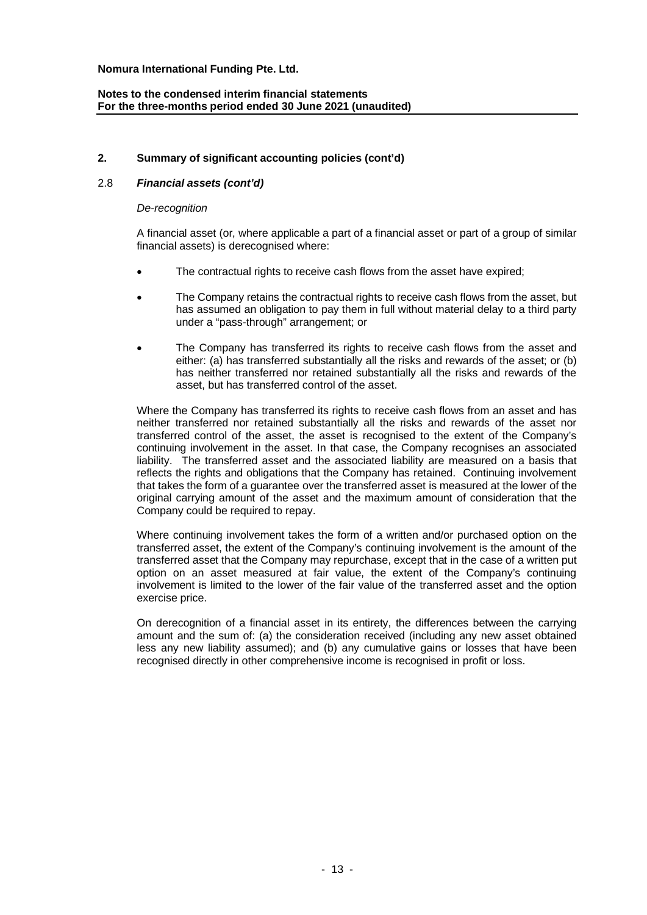## 2. Summary of significant accounting policies (cont'd)

### 2.8 *Financial assets (cont'd)*

*De-recognition*

A financial asset (or, where applicable a part of a financial asset or part of a group of similar financial assets) is derecognised where:

- The contractual rights to receive cash flows from the asset have expired;
- The Company retains the contractual rights to receive cash flows from the asset, but has assumed an obligation to pay them in full without material delay to a third party under a "pass-through" arrangement; or
- The Company has transferred its rights to receive cash flows from the asset and either: (a) has transferred substantially all the risks and rewards of the asset; or (b) has neither transferred nor retained substantially all the risks and rewards of the asset, but has transferred control of the asset.

Where the Company has transferred its rights to receive cash flows from an asset and has neither transferred nor retained substantially all the risks and rewards of the asset nor transferred control of the asset, the asset is recognised to the extent of the Company's continuing involvement in the asset. In that case, the Company recognises an associated liability. The transferred asset and the associated liability are measured on a basis that reflects the rights and obligations that the Company has retained. Continuing involvement that takes the form of a guarantee over the transferred asset is measured at the lower of the original carrying amount of the asset and the maximum amount of consideration that the Company could be required to repay.

Where continuing involvement takes the form of a written and/or purchased option on the transferred asset, the extent of the Company's continuing involvement is the amount of the transferred asset that the Company may repurchase, except that in the case of a written put option on an asset measured at fair value, the extent of the Company's continuing involvement is limited to the lower of the fair value of the transferred asset and the option exercise price.

On derecognition of a financial asset in its entirety, the differences between the carrying amount and the sum of: (a) the consideration received (including any new asset obtained less any new liability assumed); and (b) any cumulative gains or losses that have been recognised directly in other comprehensive income is recognised in profit or loss.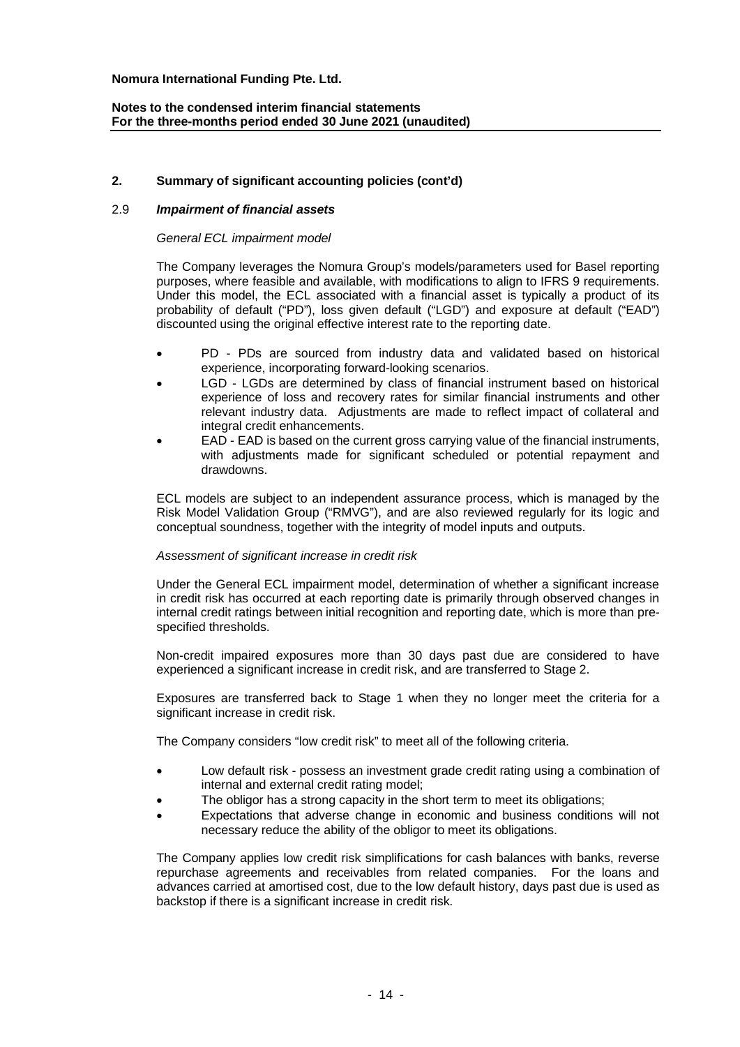## 2. Summary of significant accounting policies (cont'd)

### 2.9 *Impairment of financial assets*

*General ECL impairment model*

The Company leverages the Nomura Group's models/parameters used for Basel reporting purposes, where feasible and available, with modifications to align to IFRS 9 requirements. Under this model, the ECL associated with a financial asset is typically a product of its probability of default ("PD"), loss given default ("LGD") and exposure at default ("EAD") discounted using the original effective interest rate to the reporting date.

- PD - PDs are sourced from industry data and validated based on historical experience, incorporating forward-looking scenarios.
- LGD - LGDs are determined by class of financial instrument based on historical experience of loss and recovery rates for similar financial instruments and other relevant industry data. Adjustments are made to reflect impact of collateral and integral credit enhancements.
- EAD - EAD is based on the current gross carrying value of the financial instruments, with adjustments made for significant scheduled or potential repayment and drawdowns.

ECL models are subject to an independent assurance process, which is managed by the Risk Model Validation Group ("RMVG"), and are also reviewed regularly for its logic and conceptual soundness, together with the integrity of model inputs and outputs.

*Assessment of significant increase in credit risk*

Under the General ECL impairment model, determination of whether a significant increase in credit risk has occurred at each reporting date is primarily through observed changes in internal credit ratings between initial recognition and reporting date, which is more than pre-specified thresholds.

Non-credit impaired exposures more than 30 days past due are considered to have experienced a significant increase in credit risk, and are transferred to Stage 2.

Exposures are transferred back to Stage 1 when they no longer meet the criteria for a significant increase in credit risk.

The Company considers "low credit risk" to meet all of the following criteria.

- Low default risk - possess an investment grade credit rating using a combination of internal and external credit rating model;
- The obligor has a strong capacity in the short term to meet its obligations;
- Expectations that adverse change in economic and business conditions will not necessary reduce the ability of the obligor to meet its obligations.

The Company applies low credit risk simplifications for cash balances with banks, reverse repurchase agreements and receivables from related companies. For the loans and advances carried at amortised cost, due to the low default history, days past due is used as backstop if there is a significant increase in credit risk.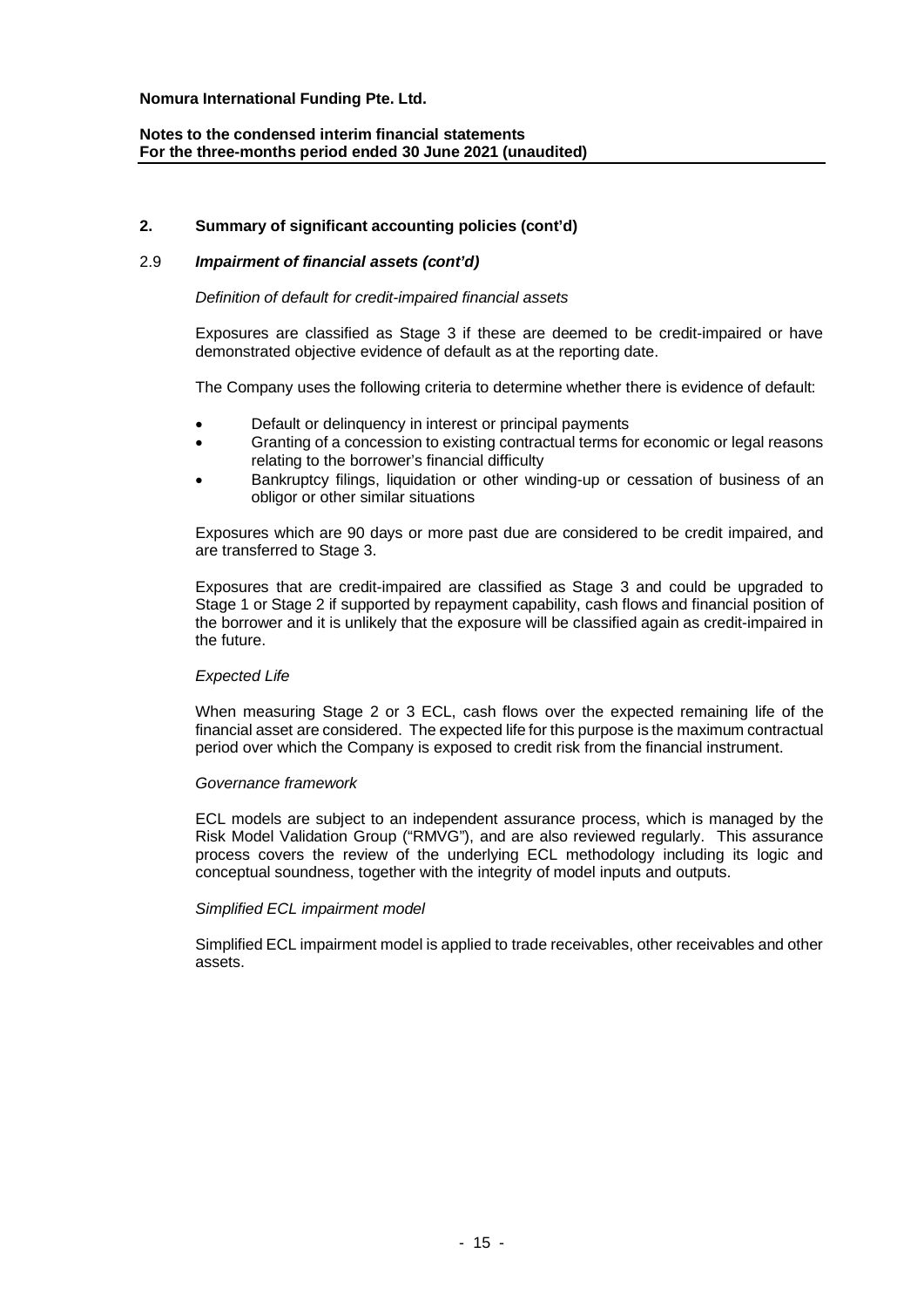## 2. Summary of significant accounting policies (cont'd)

### 2.9 *Impairment of financial assets (cont'd)*

*Definition of default for credit-impaired financial assets*

Exposures are classified as Stage 3 if these are deemed to be credit-impaired or have demonstrated objective evidence of default as at the reporting date.

The Company uses the following criteria to determine whether there is evidence of default:

- Default or delinquency in interest or principal payments
- Granting of a concession to existing contractual terms for economic or legal reasons relating to the borrower's financial difficulty
- Bankruptcy filings, liquidation or other winding-up or cessation of business of an obligor or other similar situations

Exposures which are 90 days or more past due are considered to be credit impaired, and are transferred to Stage 3.

Exposures that are credit-impaired are classified as Stage 3 and could be upgraded to Stage 1 or Stage 2 if supported by repayment capability, cash flows and financial position of the borrower and it is unlikely that the exposure will be classified again as credit-impaired in the future.

*Expected Life*

When measuring Stage 2 or 3 ECL, cash flows over the expected remaining life of the financial asset are considered. The expected life for this purpose is the maximum contractual period over which the Company is exposed to credit risk from the financial instrument.

*Governance framework*

ECL models are subject to an independent assurance process, which is managed by the Risk Model Validation Group ("RMVG"), and are also reviewed regularly. This assurance process covers the review of the underlying ECL methodology including its logic and conceptual soundness, together with the integrity of model inputs and outputs.

*Simplified ECL impairment model*

Simplified ECL impairment model is applied to trade receivables, other receivables and other assets.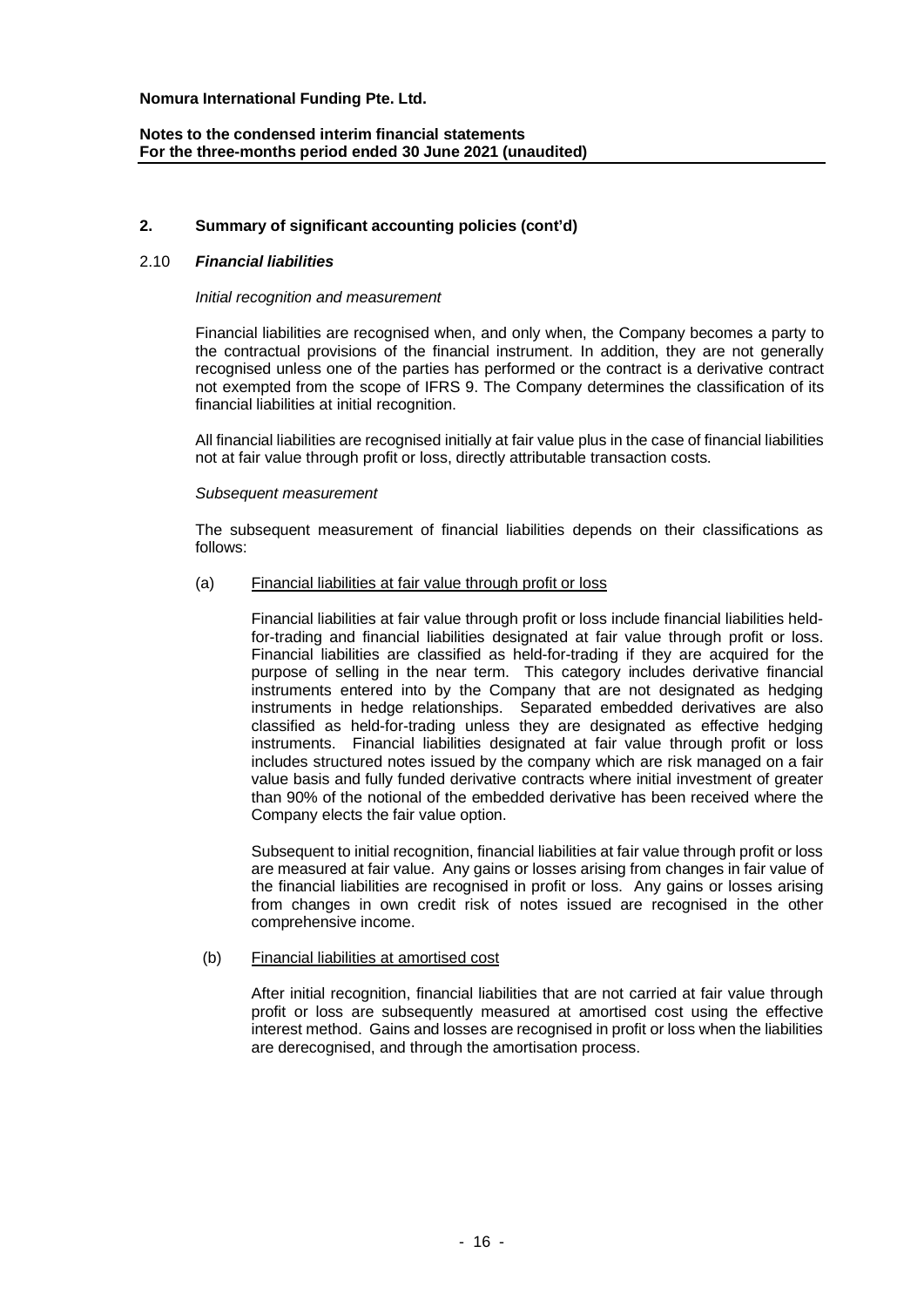## 2. Summary of significant accounting policies (cont'd)

### 2.10 *Financial liabilities*

*Initial recognition and measurement*

Financial liabilities are recognised when, and only when, the Company becomes a party to the contractual provisions of the financial instrument. In addition, they are not generally recognised unless one of the parties has performed or the contract is a derivative contract not exempted from the scope of IFRS 9. The Company determines the classification of its financial liabilities at initial recognition.

All financial liabilities are recognised initially at fair value plus in the case of financial liabilities not at fair value through profit or loss, directly attributable transaction costs.

*Subsequent measurement*

The subsequent measurement of financial liabilities depends on their classifications as follows:

(a) Financial liabilities at fair value through profit or loss

Financial liabilities at fair value through profit or loss include financial liabilities held-for-trading and financial liabilities designated at fair value through profit or loss. Financial liabilities are classified as held-for-trading if they are acquired for the purpose of selling in the near term. This category includes derivative financial instruments entered into by the Company that are not designated as hedging instruments in hedge relationships. Separated embedded derivatives are also classified as held-for-trading unless they are designated as effective hedging instruments. Financial liabilities designated at fair value through profit or loss includes structured notes issued by the company which are risk managed on a fair value basis and fully funded derivative contracts where initial investment of greater than 90% of the notional of the embedded derivative has been received where the Company elects the fair value option.

Subsequent to initial recognition, financial liabilities at fair value through profit or loss are measured at fair value. Any gains or losses arising from changes in fair value of the financial liabilities are recognised in profit or loss. Any gains or losses arising from changes in own credit risk of notes issued are recognised in the other comprehensive income.

(b) Financial liabilities at amortised cost

After initial recognition, financial liabilities that are not carried at fair value through profit or loss are subsequently measured at amortised cost using the effective interest method. Gains and losses are recognised in profit or loss when the liabilities are derecognised, and through the amortisation process.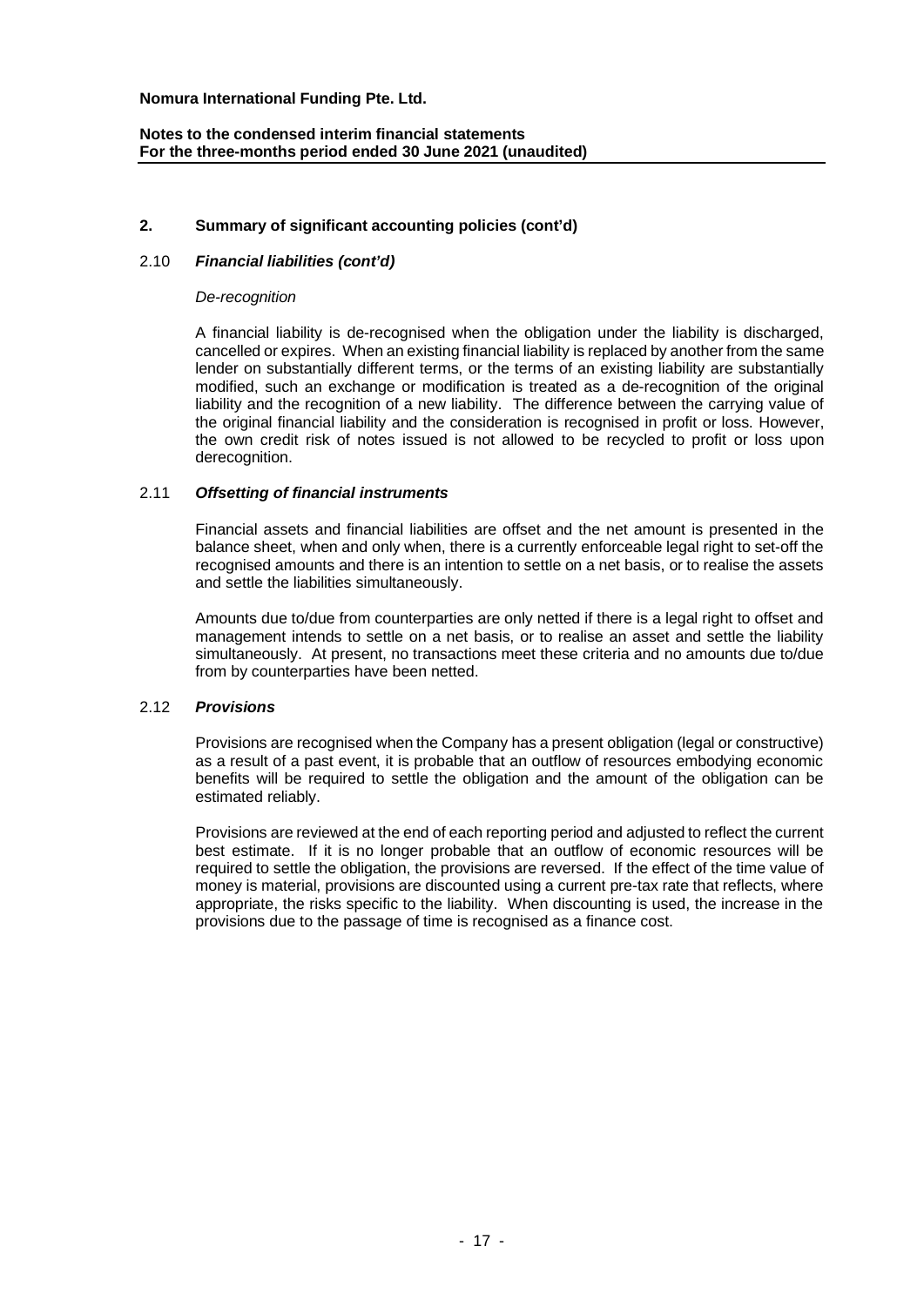## 2. Summary of significant accounting policies (cont'd)

### 2.10 *Financial liabilities (cont'd)*

*De-recognition*

A financial liability is de-recognised when the obligation under the liability is discharged, cancelled or expires. When an existing financial liability is replaced by another from the same lender on substantially different terms, or the terms of an existing liability are substantially modified, such an exchange or modification is treated as a de-recognition of the original liability and the recognition of a new liability. The difference between the carrying value of the original financial liability and the consideration is recognised in profit or loss. However, the own credit risk of notes issued is not allowed to be recycled to profit or loss upon derecognition.

### 2.11 *Offsetting of financial instruments*

Financial assets and financial liabilities are offset and the net amount is presented in the balance sheet, when and only when, there is a currently enforceable legal right to set-off the recognised amounts and there is an intention to settle on a net basis, or to realise the assets and settle the liabilities simultaneously.

Amounts due to/due from counterparties are only netted if there is a legal right to offset and management intends to settle on a net basis, or to realise an asset and settle the liability simultaneously. At present, no transactions meet these criteria and no amounts due to/due from by counterparties have been netted.

### 2.12 *Provisions*

Provisions are recognised when the Company has a present obligation (legal or constructive) as a result of a past event, it is probable that an outflow of resources embodying economic benefits will be required to settle the obligation and the amount of the obligation can be estimated reliably.

Provisions are reviewed at the end of each reporting period and adjusted to reflect the current best estimate. If it is no longer probable that an outflow of economic resources will be required to settle the obligation, the provisions are reversed. If the effect of the time value of money is material, provisions are discounted using a current pre-tax rate that reflects, where appropriate, the risks specific to the liability. When discounting is used, the increase in the provisions due to the passage of time is recognised as a finance cost.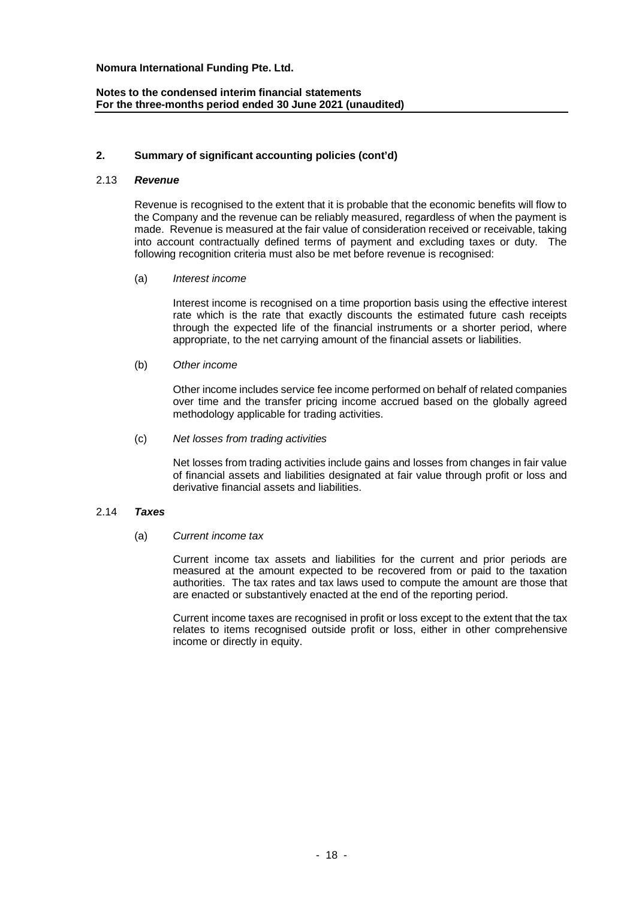## 2. Summary of significant accounting policies (cont'd)

### 2.13 *Revenue*

Revenue is recognised to the extent that it is probable that the economic benefits will flow to the Company and the revenue can be reliably measured, regardless of when the payment is made. Revenue is measured at the fair value of consideration received or receivable, taking into account contractually defined terms of payment and excluding taxes or duty. The following recognition criteria must also be met before revenue is recognised:

(a) *Interest income*

Interest income is recognised on a time proportion basis using the effective interest rate which is the rate that exactly discounts the estimated future cash receipts through the expected life of the financial instruments or a shorter period, where appropriate, to the net carrying amount of the financial assets or liabilities.

(b) *Other income*

Other income includes service fee income performed on behalf of related companies over time and the transfer pricing income accrued based on the globally agreed methodology applicable for trading activities.

(c) *Net losses from trading activities*

Net losses from trading activities include gains and losses from changes in fair value of financial assets and liabilities designated at fair value through profit or loss and derivative financial assets and liabilities.

### 2.14 *Taxes*

(a) *Current income tax*

Current income tax assets and liabilities for the current and prior periods are measured at the amount expected to be recovered from or paid to the taxation authorities. The tax rates and tax laws used to compute the amount are those that are enacted or substantively enacted at the end of the reporting period.

Current income taxes are recognised in profit or loss except to the extent that the tax relates to items recognised outside profit or loss, either in other comprehensive income or directly in equity.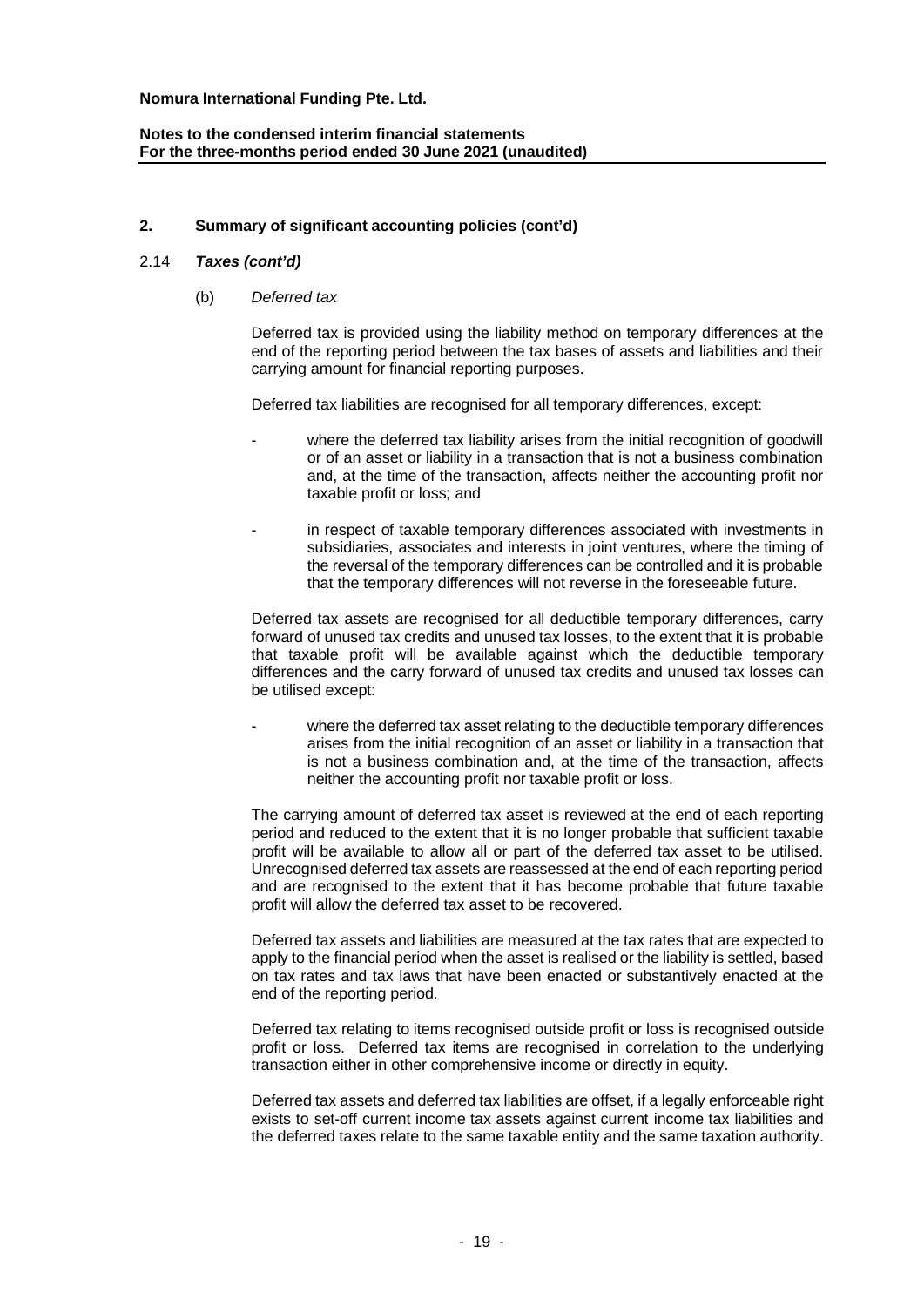## 2. Summary of significant accounting policies (cont'd)

### 2.14 *Taxes (cont'd)*

(b) *Deferred tax*

Deferred tax is provided using the liability method on temporary differences at the end of the reporting period between the tax bases of assets and liabilities and their carrying amount for financial reporting purposes.

Deferred tax liabilities are recognised for all temporary differences, except:

- where the deferred tax liability arises from the initial recognition of goodwill or of an asset or liability in a transaction that is not a business combination and, at the time of the transaction, affects neither the accounting profit nor taxable profit or loss; and
- in respect of taxable temporary differences associated with investments in subsidiaries, associates and interests in joint ventures, where the timing of the reversal of the temporary differences can be controlled and it is probable that the temporary differences will not reverse in the foreseeable future.

Deferred tax assets are recognised for all deductible temporary differences, carry forward of unused tax credits and unused tax losses, to the extent that it is probable that taxable profit will be available against which the deductible temporary differences and the carry forward of unused tax credits and unused tax losses can be utilised except:

- where the deferred tax asset relating to the deductible temporary differences arises from the initial recognition of an asset or liability in a transaction that is not a business combination and, at the time of the transaction, affects neither the accounting profit nor taxable profit or loss.

The carrying amount of deferred tax asset is reviewed at the end of each reporting period and reduced to the extent that it is no longer probable that sufficient taxable profit will be available to allow all or part of the deferred tax asset to be utilised. Unrecognised deferred tax assets are reassessed at the end of each reporting period and are recognised to the extent that it has become probable that future taxable profit will allow the deferred tax asset to be recovered.

Deferred tax assets and liabilities are measured at the tax rates that are expected to apply to the financial period when the asset is realised or the liability is settled, based on tax rates and tax laws that have been enacted or substantively enacted at the end of the reporting period.

Deferred tax relating to items recognised outside profit or loss is recognised outside profit or loss. Deferred tax items are recognised in correlation to the underlying transaction either in other comprehensive income or directly in equity.

Deferred tax assets and deferred tax liabilities are offset, if a legally enforceable right exists to set-off current income tax assets against current income tax liabilities and the deferred taxes relate to the same taxable entity and the same taxation authority.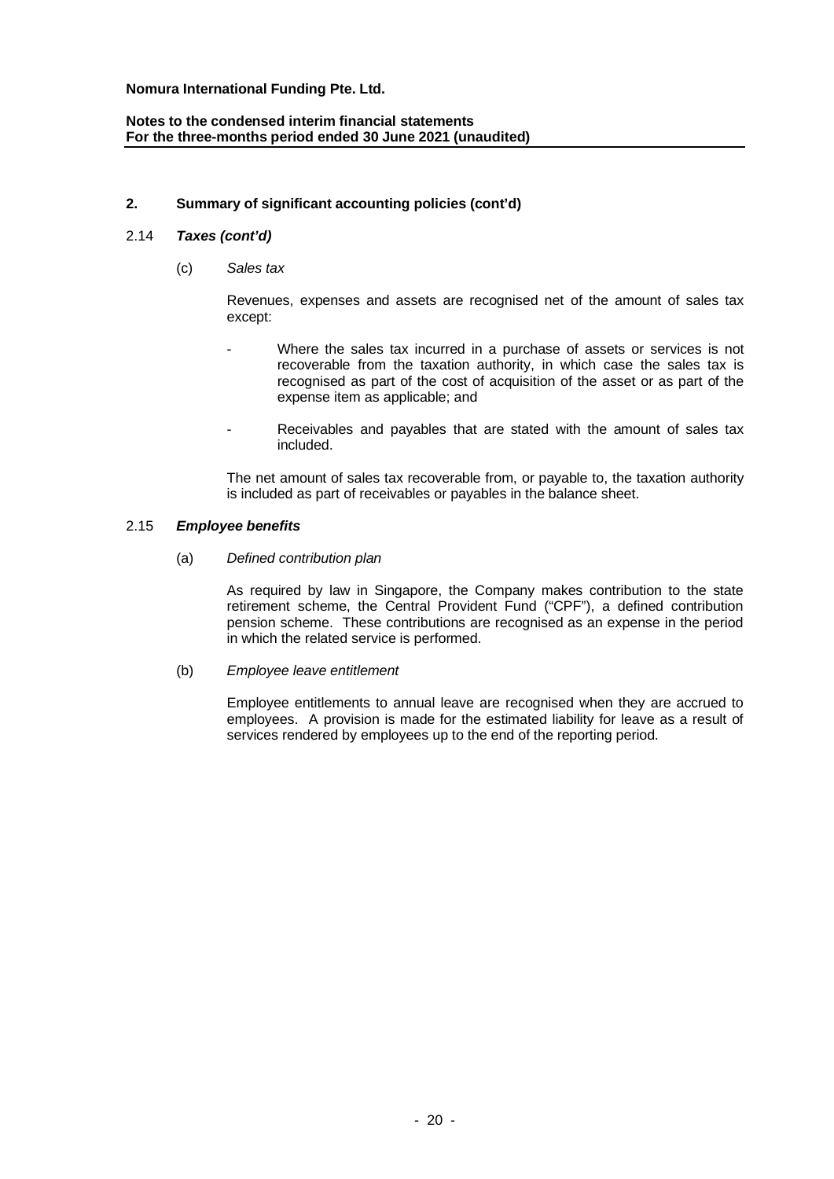## 2. Summary of significant accounting policies (cont'd)

### 2.14 *Taxes (cont'd)*

(c) *Sales tax*

Revenues, expenses and assets are recognised net of the amount of sales tax except:

- Where the sales tax incurred in a purchase of assets or services is not recoverable from the taxation authority, in which case the sales tax is recognised as part of the cost of acquisition of the asset or as part of the expense item as applicable; and
- Receivables and payables that are stated with the amount of sales tax included.

The net amount of sales tax recoverable from, or payable to, the taxation authority is included as part of receivables or payables in the balance sheet.

### 2.15 *Employee benefits*

(a) *Defined contribution plan*

As required by law in Singapore, the Company makes contribution to the state retirement scheme, the Central Provident Fund ("CPF"), a defined contribution pension scheme. These contributions are recognised as an expense in the period in which the related service is performed.

(b) *Employee leave entitlement*

Employee entitlements to annual leave are recognised when they are accrued to employees. A provision is made for the estimated liability for leave as a result of services rendered by employees up to the end of the reporting period.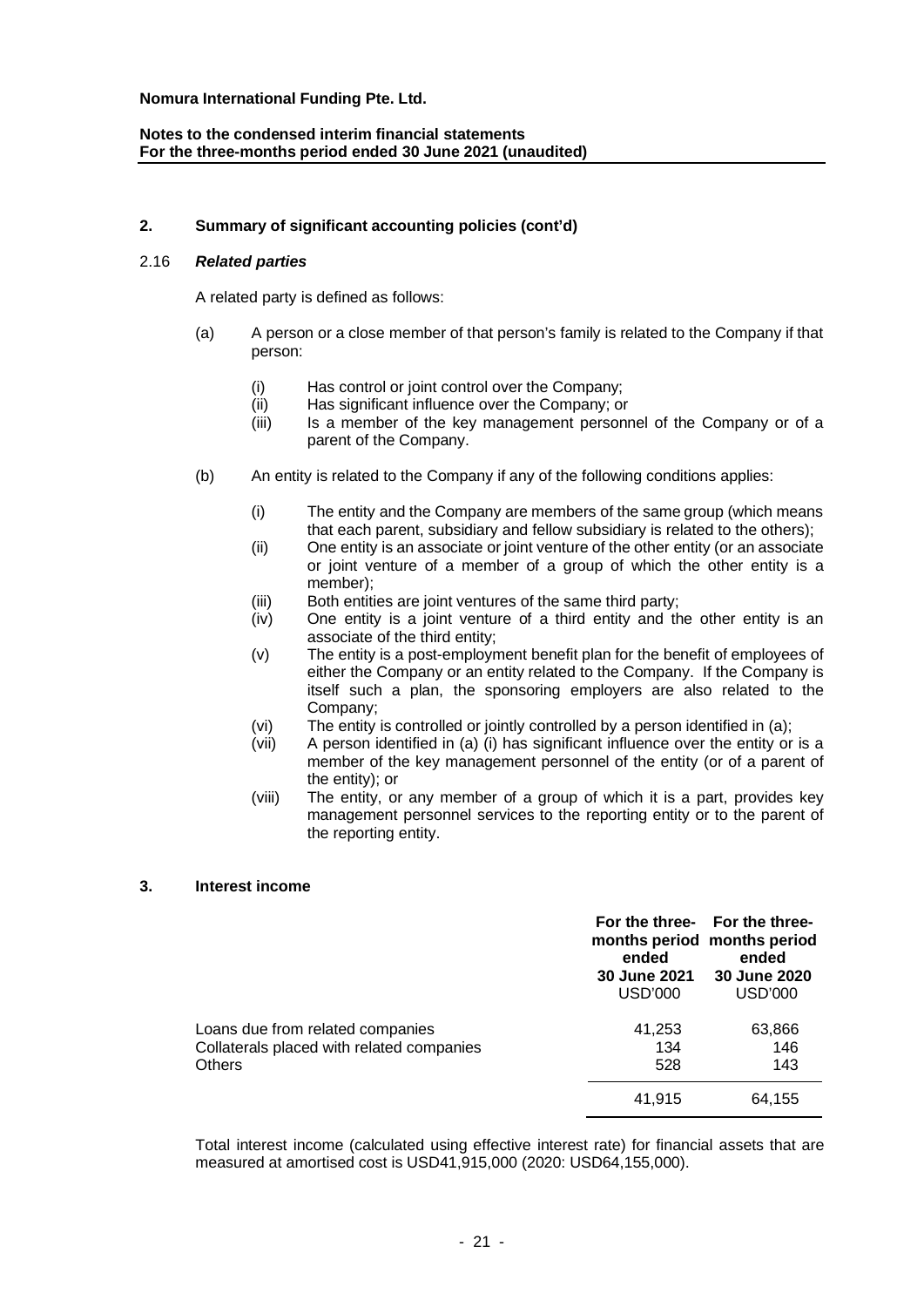**Nomura International Funding Pte. Ltd.**

**Notes to the condensed interim financial statements**
**For the three-months period ended 30 June 2021 (unaudited)**

## 2. Summary of significant accounting policies (cont'd)

### 2.16 *Related parties*

A related party is defined as follows:

(a) A person or a close member of that person's family is related to the Company if that person:

   (i) Has control or joint control over the Company;
   (ii) Has significant influence over the Company; or
   (iii) Is a member of the key management personnel of the Company or of a parent of the Company.

(b) An entity is related to the Company if any of the following conditions applies:

   (i) The entity and the Company are members of the same group (which means that each parent, subsidiary and fellow subsidiary is related to the others);
   (ii) One entity is an associate or joint venture of the other entity (or an associate or joint venture of a member of a group of which the other entity is a member);
   (iii) Both entities are joint ventures of the same third party;
   (iv) One entity is a joint venture of a third entity and the other entity is an associate of the third entity;
   (v) The entity is a post-employment benefit plan for the benefit of employees of either the Company or an entity related to the Company. If the Company is itself such a plan, the sponsoring employers are also related to the Company;
   (vi) The entity is controlled or jointly controlled by a person identified in (a);
   (vii) A person identified in (a) (i) has significant influence over the entity or is a member of the key management personnel of the entity (or of a parent of the entity); or
   (viii) The entity, or any member of a group of which it is a part, provides key management personnel services to the reporting entity or to the parent of the reporting entity.

## 3. Interest income

| | **For the three-months period ended 30 June 2021** USD'000 | **For the three-months period ended 30 June 2020** USD'000 |
|---|---|---|
| Loans due from related companies | 41,253 | 63,866 |
| Collaterals placed with related companies | 134 | 146 |
| Others | 528 | 143 |
| | 41,915 | 64,155 |

Total interest income (calculated using effective interest rate) for financial assets that are measured at amortised cost is USD41,915,000 (2020: USD64,155,000).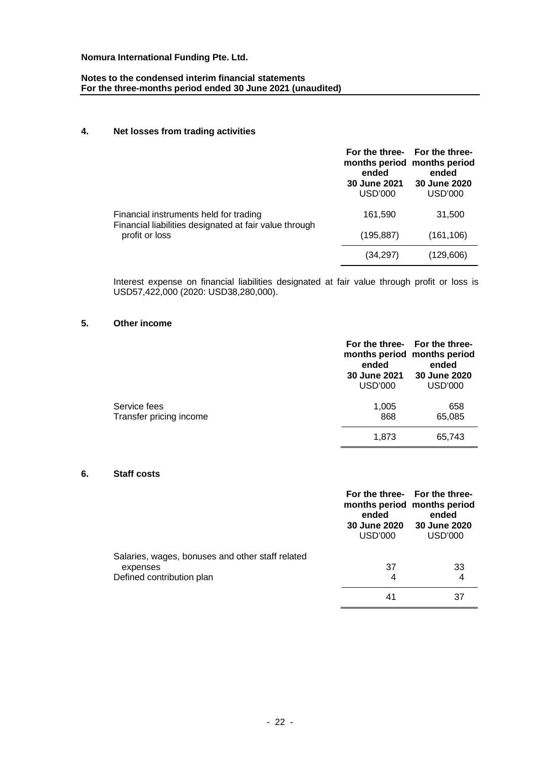**Nomura International Funding Pte. Ltd.**

**Notes to the condensed interim financial statements**
**For the three-months period ended 30 June 2021 (unaudited)**

## 4. Net losses from trading activities

| | For the three-months period ended 30 June 2021 USD'000 | For the three-months period ended 30 June 2020 USD'000 |
|---|---|---|
| Financial instruments held for trading | 161,590 | 31,500 |
| Financial liabilities designated at fair value through profit or loss | (195,887) | (161,106) |
| | (34,297) | (129,606) |

Interest expense on financial liabilities designated at fair value through profit or loss is USD57,422,000 (2020: USD38,280,000).

## 5. Other income

| | For the three-months period ended 30 June 2021 USD'000 | For the three-months period ended 30 June 2020 USD'000 |
|---|---|---|
| Service fees | 1,005 | 658 |
| Transfer pricing income | 868 | 65,085 |
| | 1,873 | 65,743 |

## 6. Staff costs

| | For the three-months period ended 30 June 2020 USD'000 | For the three-months period ended 30 June 2020 USD'000 |
|---|---|---|
| Salaries, wages, bonuses and other staff related expenses | 37 | 33 |
| Defined contribution plan | 4 | 4 |
| | 41 | 37 |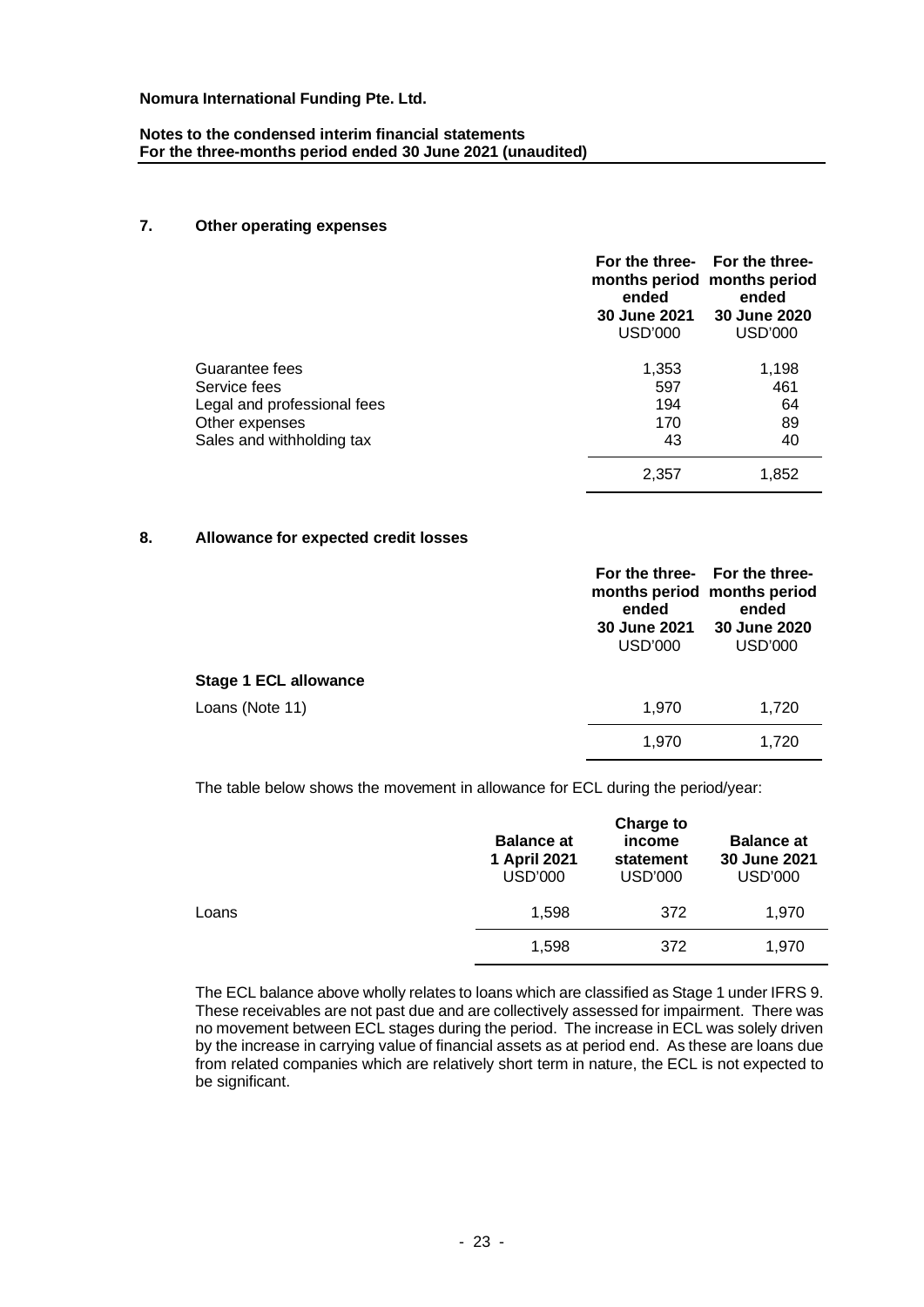**Nomura International Funding Pte. Ltd.**

**Notes to the condensed interim financial statements**
**For the three-months period ended 30 June 2021 (unaudited)**

## 7. Other operating expenses

| | For the three-months period ended 30 June 2021 USD'000 | For the three-months period ended 30 June 2020 USD'000 |
|---|---|---|
| Guarantee fees | 1,353 | 1,198 |
| Service fees | 597 | 461 |
| Legal and professional fees | 194 | 64 |
| Other expenses | 170 | 89 |
| Sales and withholding tax | 43 | 40 |
| | 2,357 | 1,852 |

## 8. Allowance for expected credit losses

| | For the three-months period ended 30 June 2021 USD'000 | For the three-months period ended 30 June 2020 USD'000 |
|---|---|---|
| **Stage 1 ECL allowance** | | |
| Loans (Note 11) | 1,970 | 1,720 |
| | 1,970 | 1,720 |

The table below shows the movement in allowance for ECL during the period/year:

| | Balance at 1 April 2021 USD'000 | Charge to income statement USD'000 | Balance at 30 June 2021 USD'000 |
|---|---|---|---|
| Loans | 1,598 | 372 | 1,970 |
| | 1,598 | 372 | 1,970 |

The ECL balance above wholly relates to loans which are classified as Stage 1 under IFRS 9. These receivables are not past due and are collectively assessed for impairment. There was no movement between ECL stages during the period. The increase in ECL was solely driven by the increase in carrying value of financial assets as at period end. As these are loans due from related companies which are relatively short term in nature, the ECL is not expected to be significant.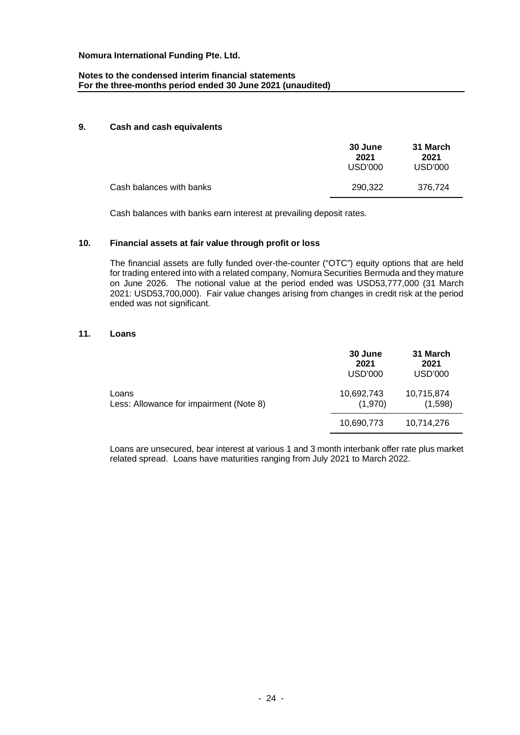## 9. Cash and cash equivalents

| | 30 June 2021 USD'000 | 31 March 2021 USD'000 |
|---|---|---|
| Cash balances with banks | 290,322 | 376,724 |

Cash balances with banks earn interest at prevailing deposit rates.

## 10. Financial assets at fair value through profit or loss

The financial assets are fully funded over-the-counter ("OTC") equity options that are held for trading entered into with a related company, Nomura Securities Bermuda and they mature on June 2026. The notional value at the period ended was USD53,777,000 (31 March 2021: USD53,700,000). Fair value changes arising from changes in credit risk at the period ended was not significant.

## 11. Loans

| | 30 June 2021 USD'000 | 31 March 2021 USD'000 |
|---|---|---|
| Loans | 10,692,743 | 10,715,874 |
| Less: Allowance for impairment (Note 8) | (1,970) | (1,598) |
| | 10,690,773 | 10,714,276 |

Loans are unsecured, bear interest at various 1 and 3 month interbank offer rate plus market related spread. Loans have maturities ranging from July 2021 to March 2022.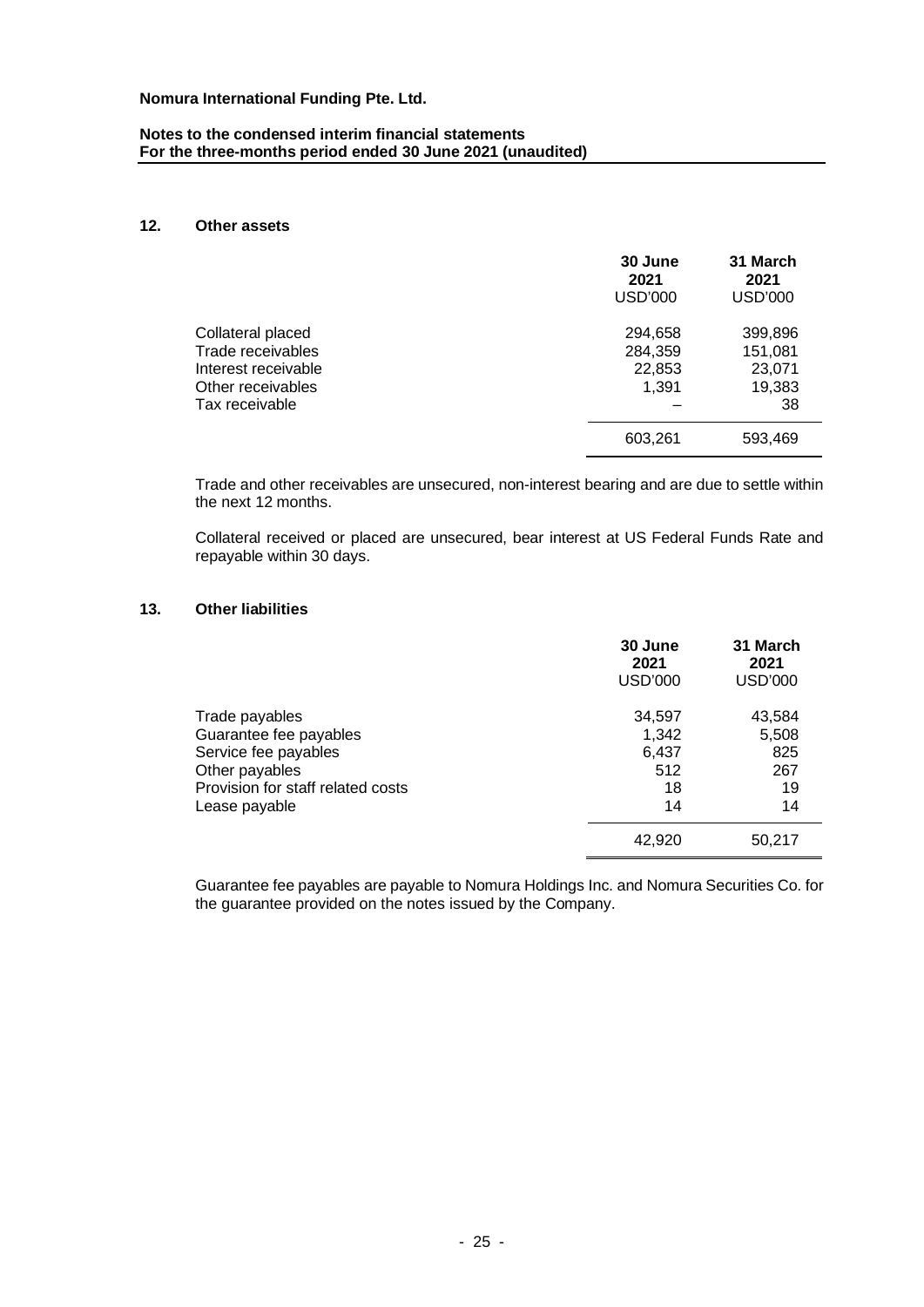## 12. Other assets

| | 30 June 2021 USD'000 | 31 March 2021 USD'000 |
|---|---|---|
| Collateral placed | 294,658 | 399,896 |
| Trade receivables | 284,359 | 151,081 |
| Interest receivable | 22,853 | 23,071 |
| Other receivables | 1,391 | 19,383 |
| Tax receivable | – | 38 |
| | 603,261 | 593,469 |

Trade and other receivables are unsecured, non-interest bearing and are due to settle within the next 12 months.

Collateral received or placed are unsecured, bear interest at US Federal Funds Rate and repayable within 30 days.

## 13. Other liabilities

| | 30 June 2021 USD'000 | 31 March 2021 USD'000 |
|---|---|---|
| Trade payables | 34,597 | 43,584 |
| Guarantee fee payables | 1,342 | 5,508 |
| Service fee payables | 6,437 | 825 |
| Other payables | 512 | 267 |
| Provision for staff related costs | 18 | 19 |
| Lease payable | 14 | 14 |
| | 42,920 | 50,217 |

Guarantee fee payables are payable to Nomura Holdings Inc. and Nomura Securities Co. for the guarantee provided on the notes issued by the Company.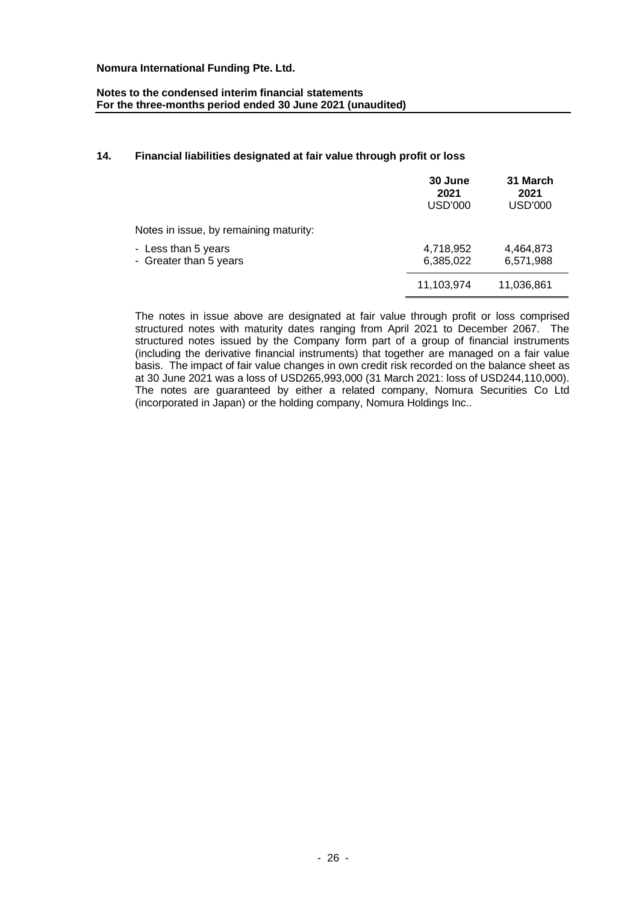**Nomura International Funding Pte. Ltd.**

**Notes to the condensed interim financial statements**
**For the three-months period ended 30 June 2021 (unaudited)**

## 14. Financial liabilities designated at fair value through profit or loss

| | 30 June 2021 USD'000 | 31 March 2021 USD'000 |
|---|---|---|
| Notes in issue, by remaining maturity: | | |
| - Less than 5 years | 4,718,952 | 4,464,873 |
| - Greater than 5 years | 6,385,022 | 6,571,988 |
| | 11,103,974 | 11,036,861 |

The notes in issue above are designated at fair value through profit or loss comprised structured notes with maturity dates ranging from April 2021 to December 2067. The structured notes issued by the Company form part of a group of financial instruments (including the derivative financial instruments) that together are managed on a fair value basis. The impact of fair value changes in own credit risk recorded on the balance sheet as at 30 June 2021 was a loss of USD265,993,000 (31 March 2021: loss of USD244,110,000). The notes are guaranteed by either a related company, Nomura Securities Co Ltd (incorporated in Japan) or the holding company, Nomura Holdings Inc..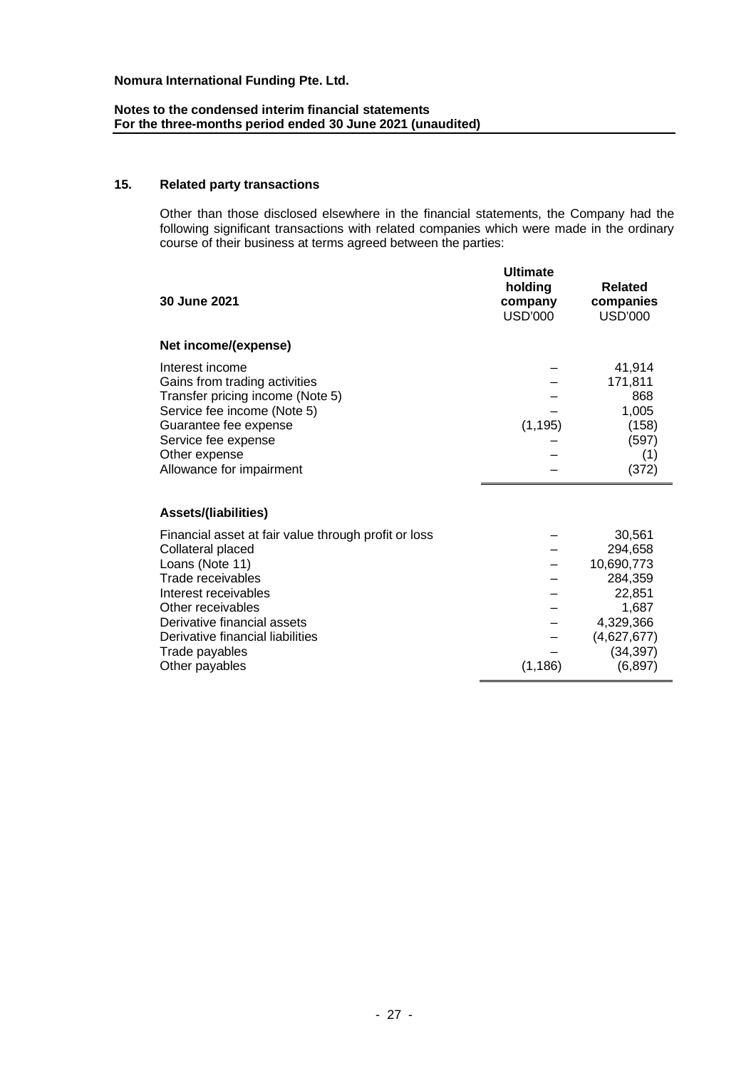**Nomura International Funding Pte. Ltd.**

**Notes to the condensed interim financial statements**
**For the three-months period ended 30 June 2021 (unaudited)**

## 15. Related party transactions

Other than those disclosed elsewhere in the financial statements, the Company had the following significant transactions with related companies which were made in the ordinary course of their business at terms agreed between the parties:

| **30 June 2021** | **Ultimate holding company** USD'000 | **Related companies** USD'000 |
|---|---|---|
| **Net income/(expense)** | | |
| Interest income | – | 41,914 |
| Gains from trading activities | – | 171,811 |
| Transfer pricing income (Note 5) | – | 868 |
| Service fee income (Note 5) | – | 1,005 |
| Guarantee fee expense | (1,195) | (158) |
| Service fee expense | – | (597) |
| Other expense | – | (1) |
| Allowance for impairment | – | (372) |
| **Assets/(liabilities)** | | |
| Financial asset at fair value through profit or loss | – | 30,561 |
| Collateral placed | – | 294,658 |
| Loans (Note 11) | – | 10,690,773 |
| Trade receivables | – | 284,359 |
| Interest receivables | – | 22,851 |
| Other receivables | – | 1,687 |
| Derivative financial assets | – | 4,329,366 |
| Derivative financial liabilities | – | (4,627,677) |
| Trade payables | – | (34,397) |
| Other payables | (1,186) | (6,897) |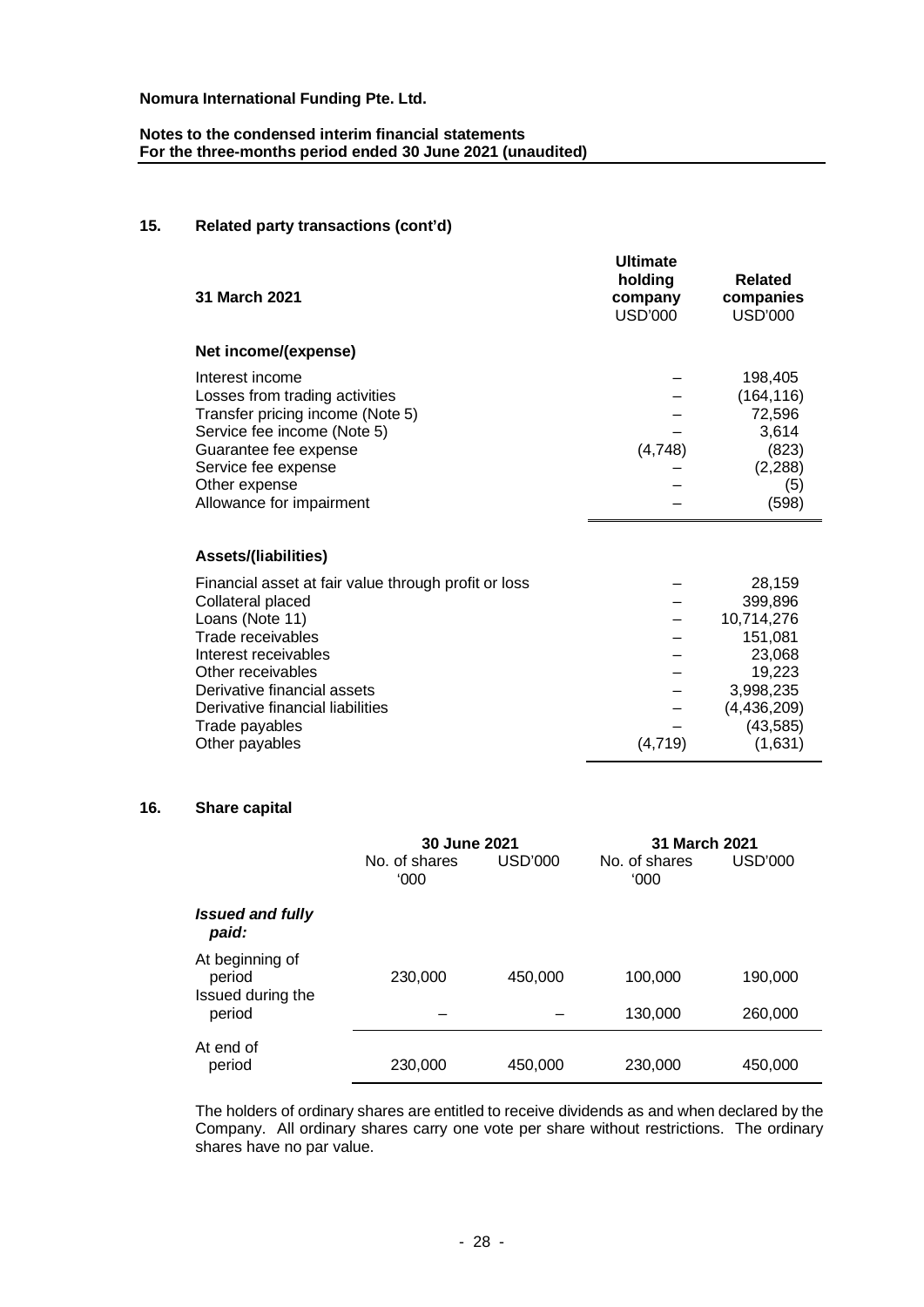**Nomura International Funding Pte. Ltd.**

**Notes to the condensed interim financial statements**
**For the three-months period ended 30 June 2021 (unaudited)**

## 15. Related party transactions (cont'd)

| 31 March 2021 | Ultimate holding company USD'000 | Related companies USD'000 |
|---|---|---|
| **Net income/(expense)** | | |
| Interest income | – | 198,405 |
| Losses from trading activities | – | (164,116) |
| Transfer pricing income (Note 5) | – | 72,596 |
| Service fee income (Note 5) | – | 3,614 |
| Guarantee fee expense | (4,748) | (823) |
| Service fee expense | – | (2,288) |
| Other expense | – | (5) |
| Allowance for impairment | – | (598) |
| **Assets/(liabilities)** | | |
| Financial asset at fair value through profit or loss | – | 28,159 |
| Collateral placed | – | 399,896 |
| Loans (Note 11) | – | 10,714,276 |
| Trade receivables | – | 151,081 |
| Interest receivables | – | 23,068 |
| Other receivables | – | 19,223 |
| Derivative financial assets | – | 3,998,235 |
| Derivative financial liabilities | – | (4,436,209) |
| Trade payables | – | (43,585) |
| Other payables | (4,719) | (1,631) |

## 16. Share capital

| | 30 June 2021 | | 31 March 2021 | |
|---|---|---|---|---|
| | No. of shares '000 | USD'000 | No. of shares '000 | USD'000 |
| ***Issued and fully paid:*** | | | | |
| At beginning of period | 230,000 | 450,000 | 100,000 | 190,000 |
| Issued during the period | – | – | 130,000 | 260,000 |
| At end of period | 230,000 | 450,000 | 230,000 | 450,000 |

The holders of ordinary shares are entitled to receive dividends as and when declared by the Company. All ordinary shares carry one vote per share without restrictions. The ordinary shares have no par value.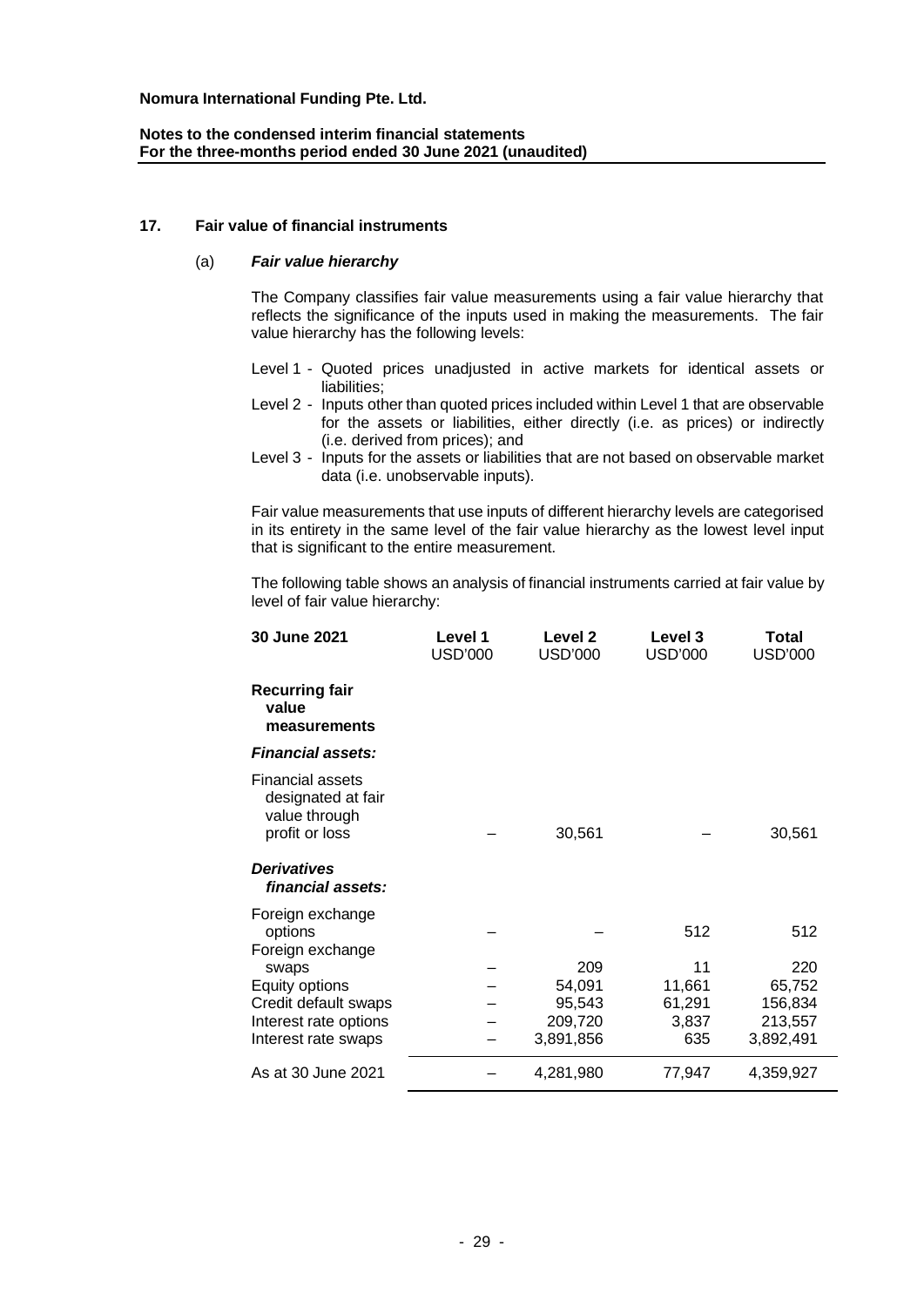**Nomura International Funding Pte. Ltd.**

**Notes to the condensed interim financial statements**
**For the three-months period ended 30 June 2021 (unaudited)**

## 17. Fair value of financial instruments

### (a) *Fair value hierarchy*

The Company classifies fair value measurements using a fair value hierarchy that reflects the significance of the inputs used in making the measurements. The fair value hierarchy has the following levels:

- Level 1 - Quoted prices unadjusted in active markets for identical assets or liabilities;
- Level 2 - Inputs other than quoted prices included within Level 1 that are observable for the assets or liabilities, either directly (i.e. as prices) or indirectly (i.e. derived from prices); and
- Level 3 - Inputs for the assets or liabilities that are not based on observable market data (i.e. unobservable inputs).

Fair value measurements that use inputs of different hierarchy levels are categorised in its entirety in the same level of the fair value hierarchy as the lowest level input that is significant to the entire measurement.

The following table shows an analysis of financial instruments carried at fair value by level of fair value hierarchy:

| 30 June 2021 | Level 1 USD'000 | Level 2 USD'000 | Level 3 USD'000 | Total USD'000 |
|---|---|---|---|---|
| **Recurring fair value measurements** | | | | |
| ***Financial assets:*** | | | | |
| Financial assets designated at fair value through profit or loss | – | 30,561 | – | 30,561 |
| ***Derivatives financial assets:*** | | | | |
| Foreign exchange options | – | – | 512 | 512 |
| Foreign exchange swaps | – | 209 | 11 | 220 |
| Equity options | – | 54,091 | 11,661 | 65,752 |
| Credit default swaps | – | 95,543 | 61,291 | 156,834 |
| Interest rate options | – | 209,720 | 3,837 | 213,557 |
| Interest rate swaps | – | 3,891,856 | 635 | 3,892,491 |
| As at 30 June 2021 | – | 4,281,980 | 77,947 | 4,359,927 |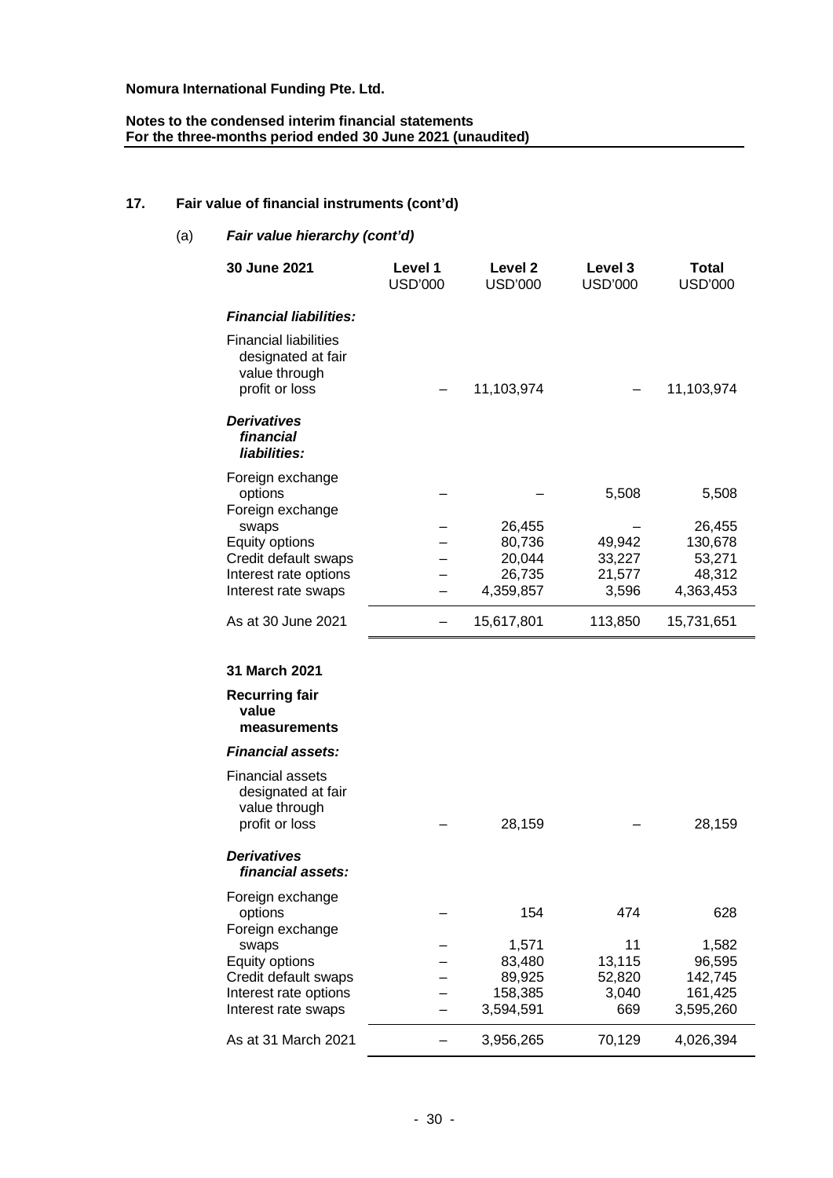## 17. Fair value of financial instruments (cont'd)

### (a) *Fair value hierarchy (cont'd)*

| 30 June 2021 | Level 1 USD'000 | Level 2 USD'000 | Level 3 USD'000 | Total USD'000 |
|---|---|---|---|---|
| ***Financial liabilities:*** | | | | |
| Financial liabilities designated at fair value through profit or loss | – | 11,103,974 | – | 11,103,974 |
| ***Derivatives financial liabilities:*** | | | | |
| Foreign exchange options | – | – | 5,508 | 5,508 |
| Foreign exchange swaps | – | 26,455 | – | 26,455 |
| Equity options | – | 80,736 | 49,942 | 130,678 |
| Credit default swaps | – | 20,044 | 33,227 | 53,271 |
| Interest rate options | – | 26,735 | 21,577 | 48,312 |
| Interest rate swaps | – | 4,359,857 | 3,596 | 4,363,453 |
| As at 30 June 2021 | – | 15,617,801 | 113,850 | 15,731,651 |

| 31 March 2021 | Level 1 USD'000 | Level 2 USD'000 | Level 3 USD'000 | Total USD'000 |
|---|---|---|---|---|
| **Recurring fair value measurements** | | | | |
| ***Financial assets:*** | | | | |
| Financial assets designated at fair value through profit or loss | – | 28,159 | – | 28,159 |
| ***Derivatives financial assets:*** | | | | |
| Foreign exchange options | – | 154 | 474 | 628 |
| Foreign exchange swaps | – | 1,571 | 11 | 1,582 |
| Equity options | – | 83,480 | 13,115 | 96,595 |
| Credit default swaps | – | 89,925 | 52,820 | 142,745 |
| Interest rate options | – | 158,385 | 3,040 | 161,425 |
| Interest rate swaps | – | 3,594,591 | 669 | 3,595,260 |
| As at 31 March 2021 | – | 3,956,265 | 70,129 | 4,026,394 |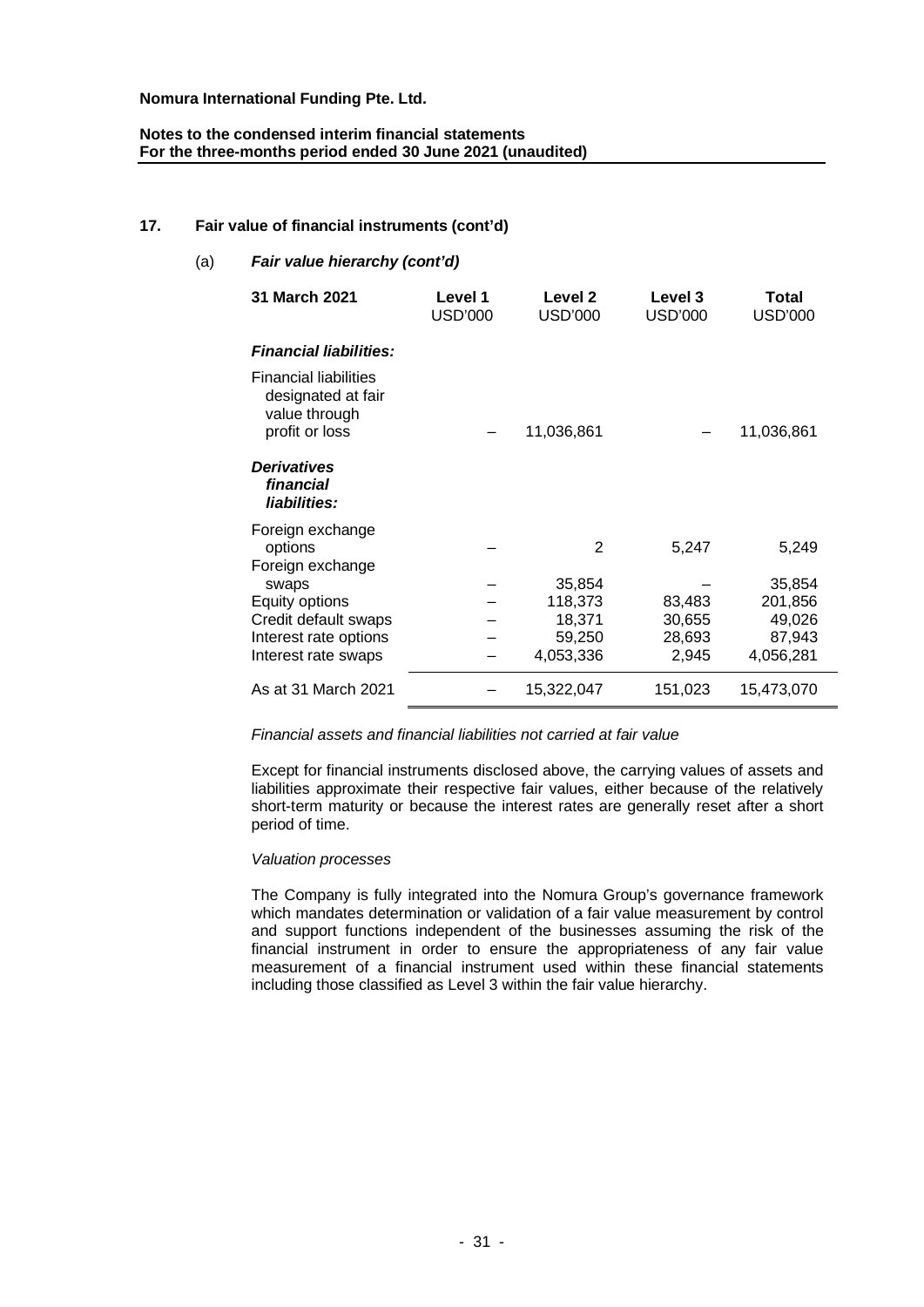## 17. Fair value of financial instruments (cont'd)

### (a) *Fair value hierarchy (cont'd)*

| 31 March 2021 | Level 1 USD'000 | Level 2 USD'000 | Level 3 USD'000 | Total USD'000 |
|---|---|---|---|---|
| ***Financial liabilities:*** | | | | |
| Financial liabilities designated at fair value through profit or loss | – | 11,036,861 | – | 11,036,861 |
| ***Derivatives financial liabilities:*** | | | | |
| Foreign exchange options | – | 2 | 5,247 | 5,249 |
| Foreign exchange swaps | – | 35,854 | – | 35,854 |
| Equity options | – | 118,373 | 83,483 | 201,856 |
| Credit default swaps | – | 18,371 | 30,655 | 49,026 |
| Interest rate options | – | 59,250 | 28,693 | 87,943 |
| Interest rate swaps | – | 4,053,336 | 2,945 | 4,056,281 |
| As at 31 March 2021 | – | 15,322,047 | 151,023 | 15,473,070 |

*Financial assets and financial liabilities not carried at fair value*

Except for financial instruments disclosed above, the carrying values of assets and liabilities approximate their respective fair values, either because of the relatively short-term maturity or because the interest rates are generally reset after a short period of time.

*Valuation processes*

The Company is fully integrated into the Nomura Group's governance framework which mandates determination or validation of a fair value measurement by control and support functions independent of the businesses assuming the risk of the financial instrument in order to ensure the appropriateness of any fair value measurement of a financial instrument used within these financial statements including those classified as Level 3 within the fair value hierarchy.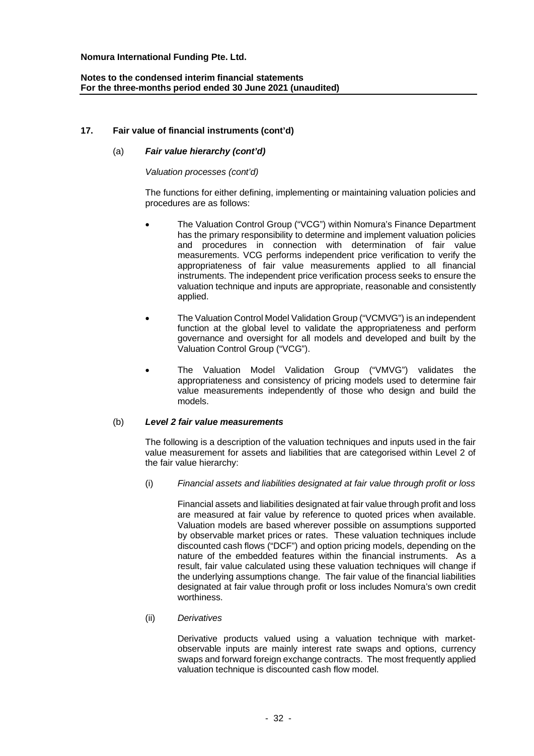## 17. Fair value of financial instruments (cont'd)

### (a) *Fair value hierarchy (cont'd)*

*Valuation processes (cont'd)*

The functions for either defining, implementing or maintaining valuation policies and procedures are as follows:

- The Valuation Control Group ("VCG") within Nomura's Finance Department has the primary responsibility to determine and implement valuation policies and procedures in connection with determination of fair value measurements. VCG performs independent price verification to verify the appropriateness of fair value measurements applied to all financial instruments. The independent price verification process seeks to ensure the valuation technique and inputs are appropriate, reasonable and consistently applied.

- The Valuation Control Model Validation Group ("VCMVG") is an independent function at the global level to validate the appropriateness and perform governance and oversight for all models and developed and built by the Valuation Control Group ("VCG").

- The Valuation Model Validation Group ("VMVG") validates the appropriateness and consistency of pricing models used to determine fair value measurements independently of those who design and build the models.

### (b) *Level 2 fair value measurements*

The following is a description of the valuation techniques and inputs used in the fair value measurement for assets and liabilities that are categorised within Level 2 of the fair value hierarchy:

(i) *Financial assets and liabilities designated at fair value through profit or loss*

Financial assets and liabilities designated at fair value through profit and loss are measured at fair value by reference to quoted prices when available. Valuation models are based wherever possible on assumptions supported by observable market prices or rates. These valuation techniques include discounted cash flows ("DCF") and option pricing models, depending on the nature of the embedded features within the financial instruments. As a result, fair value calculated using these valuation techniques will change if the underlying assumptions change. The fair value of the financial liabilities designated at fair value through profit or loss includes Nomura's own credit worthiness.

(ii) *Derivatives*

Derivative products valued using a valuation technique with market-observable inputs are mainly interest rate swaps and options, currency swaps and forward foreign exchange contracts. The most frequently applied valuation technique is discounted cash flow model.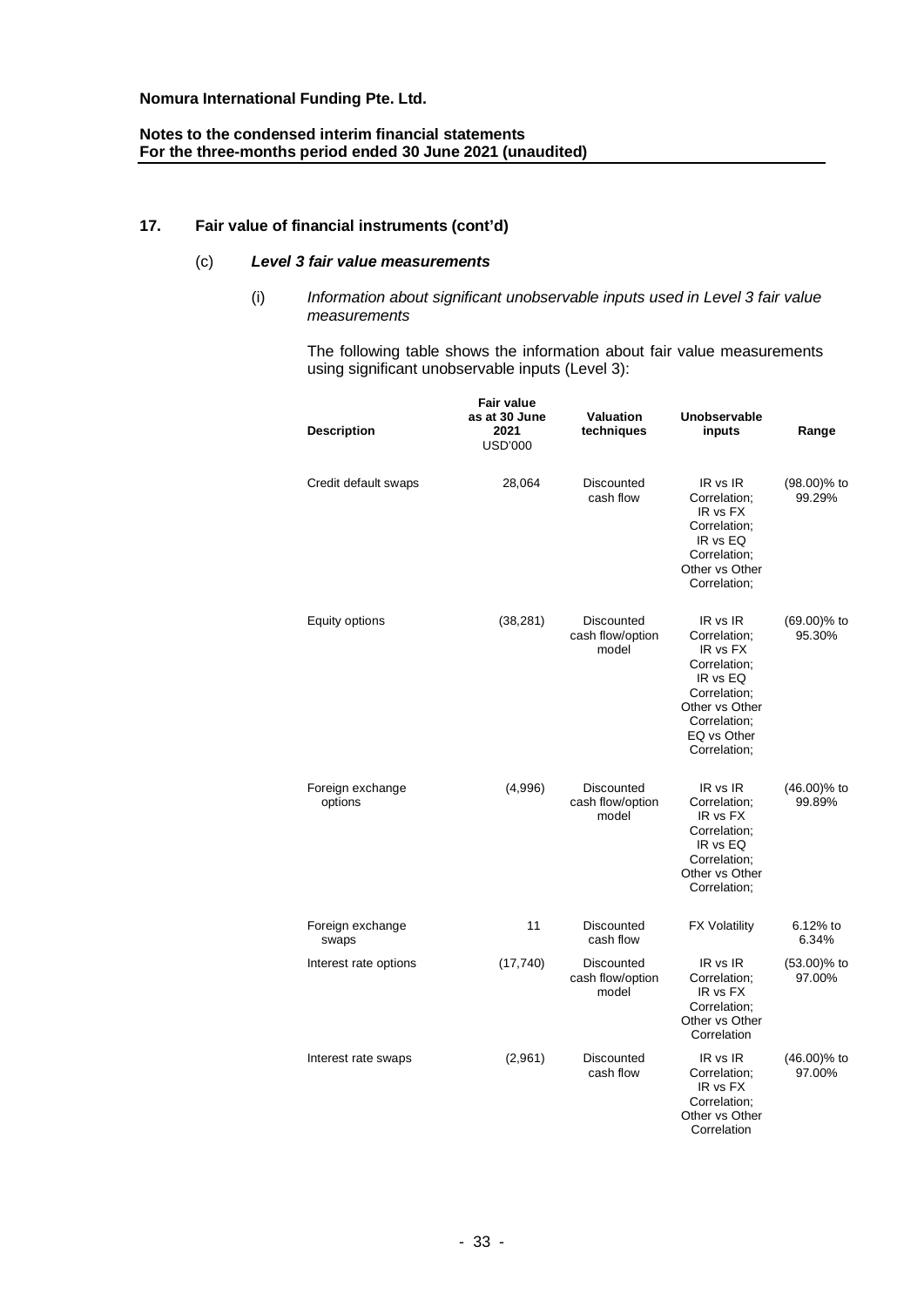**Nomura International Funding Pte. Ltd.**

**Notes to the condensed interim financial statements**
**For the three-months period ended 30 June 2021 (unaudited)**

## 17. Fair value of financial instruments (cont'd)

### (c) *Level 3 fair value measurements*

(i) *Information about significant unobservable inputs used in Level 3 fair value measurements*

The following table shows the information about fair value measurements using significant unobservable inputs (Level 3):

| Description | Fair value as at 30 June 2021 USD'000 | Valuation techniques | Unobservable inputs | Range |
|---|---|---|---|---|
| Credit default swaps | 28,064 | Discounted cash flow | IR vs IR Correlation; IR vs FX Correlation; IR vs EQ Correlation; Other vs Other Correlation; | (98.00)% to 99.29% |
| Equity options | (38,281) | Discounted cash flow/option model | IR vs IR Correlation; IR vs FX Correlation; IR vs EQ Correlation; Other vs Other Correlation; EQ vs Other Correlation; | (69.00)% to 95.30% |
| Foreign exchange options | (4,996) | Discounted cash flow/option model | IR vs IR Correlation; IR vs FX Correlation; IR vs EQ Correlation; Other vs Other Correlation; | (46.00)% to 99.89% |
| Foreign exchange swaps | 11 | Discounted cash flow | FX Volatility | 6.12% to 6.34% |
| Interest rate options | (17,740) | Discounted cash flow/option model | IR vs IR Correlation; IR vs FX Correlation; Other vs Other Correlation | (53.00)% to 97.00% |
| Interest rate swaps | (2,961) | Discounted cash flow | IR vs IR Correlation; IR vs FX Correlation; Other vs Other Correlation | (46.00)% to 97.00% |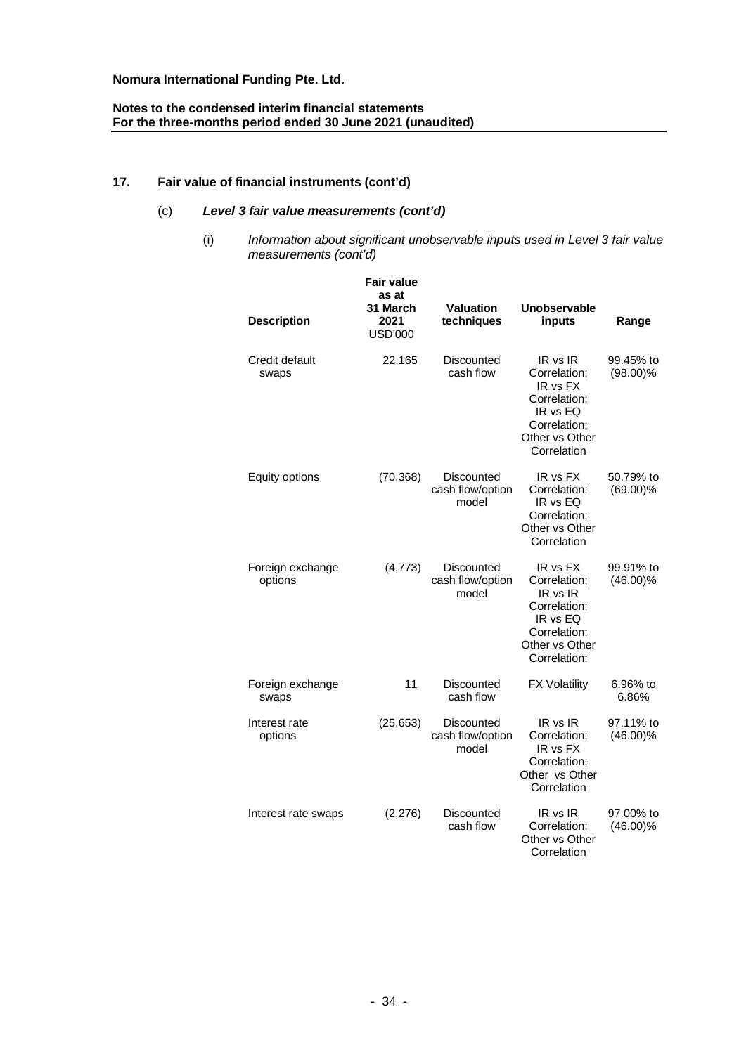**Nomura International Funding Pte. Ltd.**

**Notes to the condensed interim financial statements**
**For the three-months period ended 30 June 2021 (unaudited)**

## 17. Fair value of financial instruments (cont'd)

### (c) *Level 3 fair value measurements (cont'd)*

(i) *Information about significant unobservable inputs used in Level 3 fair value measurements (cont'd)*

| Description | Fair value as at 31 March 2021 USD'000 | Valuation techniques | Unobservable inputs | Range |
|---|---|---|---|---|
| Credit default swaps | 22,165 | Discounted cash flow | IR vs IR Correlation; IR vs FX Correlation; IR vs EQ Correlation; Other vs Other Correlation | 99.45% to (98.00)% |
| Equity options | (70,368) | Discounted cash flow/option model | IR vs FX Correlation; IR vs EQ Correlation; Other vs Other Correlation | 50.79% to (69.00)% |
| Foreign exchange options | (4,773) | Discounted cash flow/option model | IR vs FX Correlation; IR vs IR Correlation; IR vs EQ Correlation; Other vs Other Correlation; | 99.91% to (46.00)% |
| Foreign exchange swaps | 11 | Discounted cash flow | FX Volatility | 6.96% to 6.86% |
| Interest rate options | (25,653) | Discounted cash flow/option model | IR vs IR Correlation; IR vs FX Correlation; Other vs Other Correlation | 97.11% to (46.00)% |
| Interest rate swaps | (2,276) | Discounted cash flow | IR vs IR Correlation; Other vs Other Correlation | 97.00% to (46.00)% |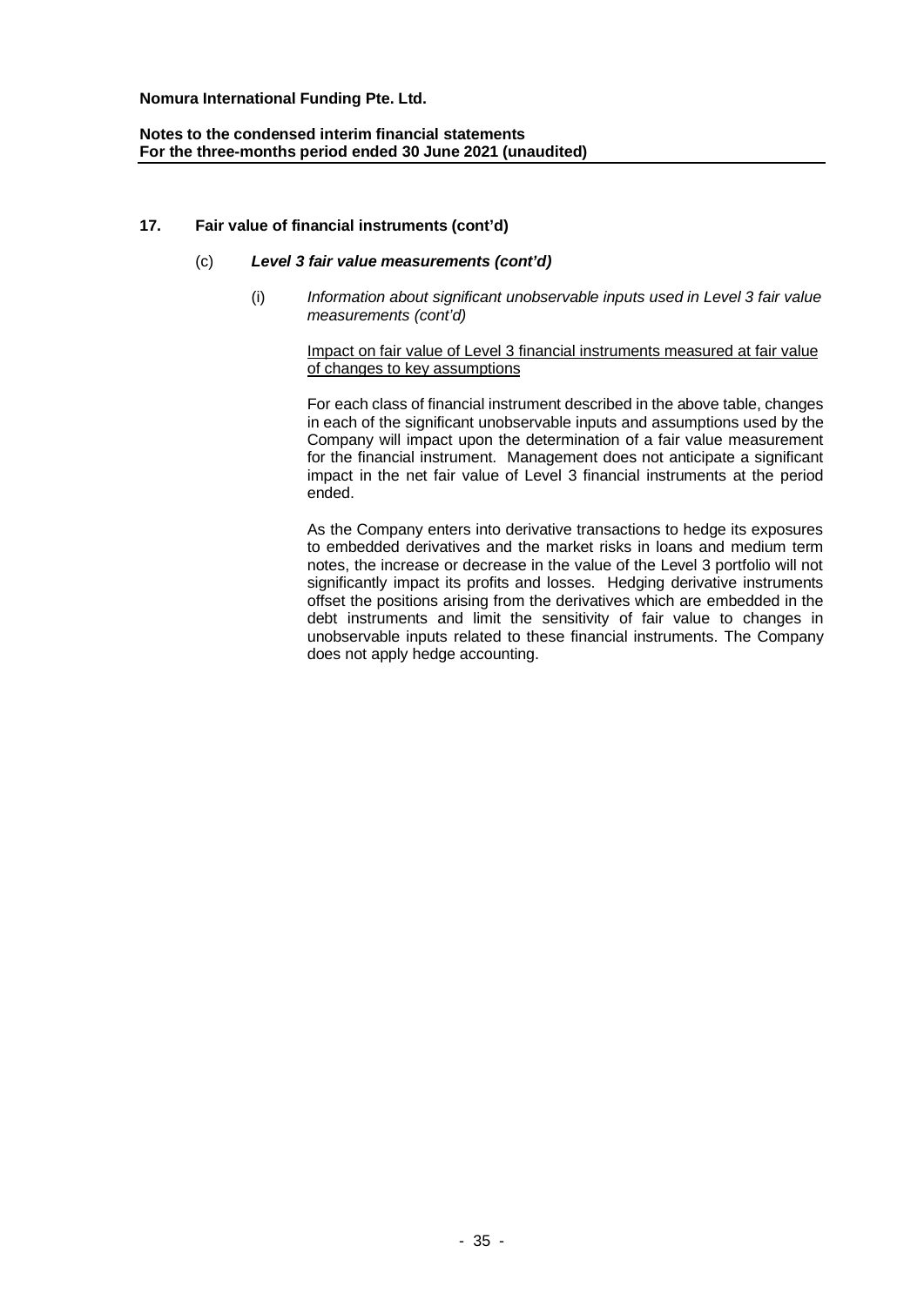## 17. Fair value of financial instruments (cont'd)

### (c) ***Level 3 fair value measurements (cont'd)***

(i) *Information about significant unobservable inputs used in Level 3 fair value measurements (cont'd)*

Impact on fair value of Level 3 financial instruments measured at fair value of changes to key assumptions

For each class of financial instrument described in the above table, changes in each of the significant unobservable inputs and assumptions used by the Company will impact upon the determination of a fair value measurement for the financial instrument. Management does not anticipate a significant impact in the net fair value of Level 3 financial instruments at the period ended.

As the Company enters into derivative transactions to hedge its exposures to embedded derivatives and the market risks in loans and medium term notes, the increase or decrease in the value of the Level 3 portfolio will not significantly impact its profits and losses. Hedging derivative instruments offset the positions arising from the derivatives which are embedded in the debt instruments and limit the sensitivity of fair value to changes in unobservable inputs related to these financial instruments. The Company does not apply hedge accounting.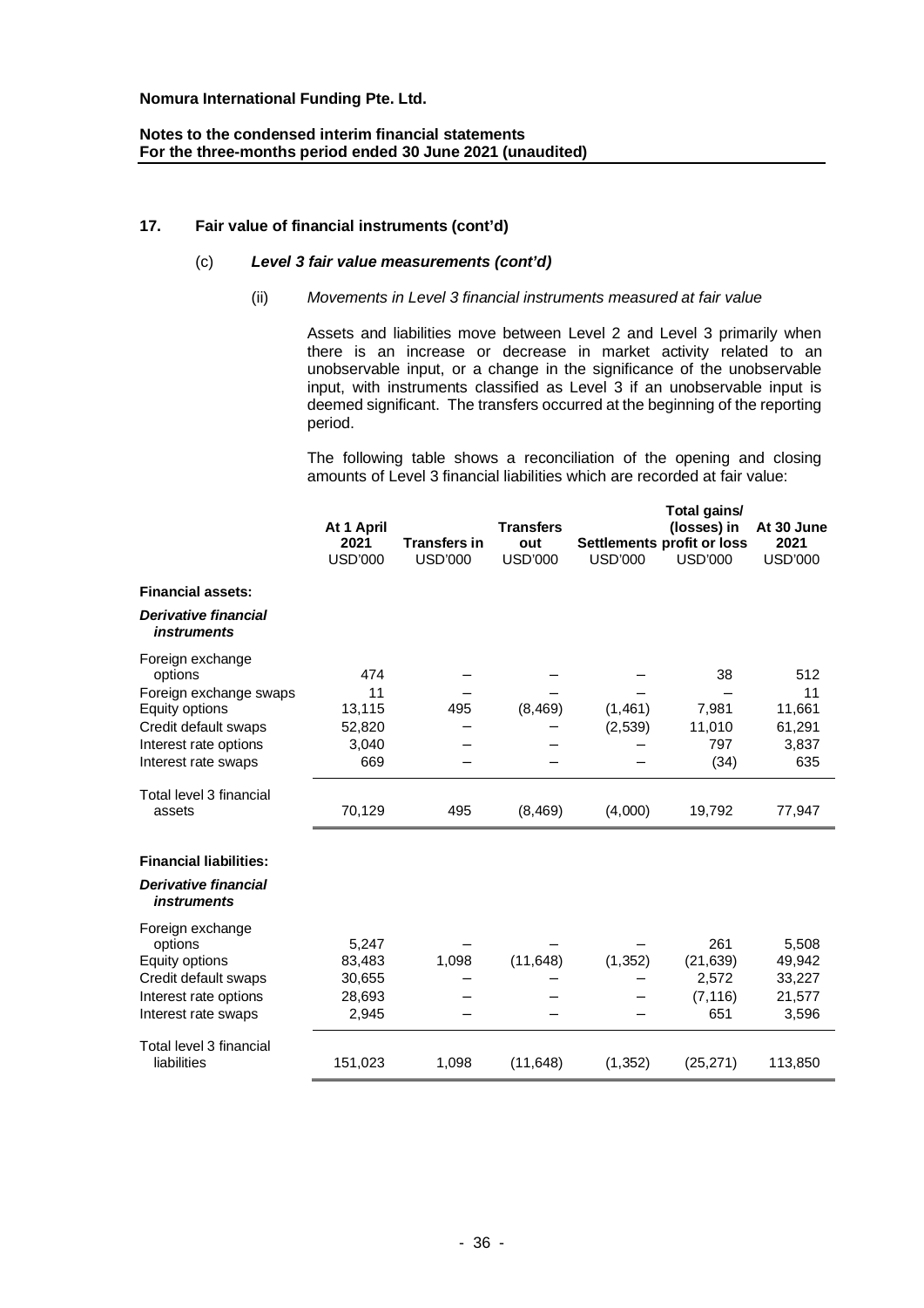**Nomura International Funding Pte. Ltd.**

**Notes to the condensed interim financial statements**
**For the three-months period ended 30 June 2021 (unaudited)**

## 17. Fair value of financial instruments (cont'd)

### (c) *Level 3 fair value measurements (cont'd)*

#### (ii) *Movements in Level 3 financial instruments measured at fair value*

Assets and liabilities move between Level 2 and Level 3 primarily when there is an increase or decrease in market activity related to an unobservable input, or a change in the significance of the unobservable input, with instruments classified as Level 3 if an unobservable input is deemed significant. The transfers occurred at the beginning of the reporting period.

The following table shows a reconciliation of the opening and closing amounts of Level 3 financial liabilities which are recorded at fair value:

| | At 1 April 2021 USD'000 | Transfers in USD'000 | Transfers out USD'000 | Settlements USD'000 | Total gains/ (losses) in profit or loss USD'000 | At 30 June 2021 USD'000 |
|---|---|---|---|---|---|---|
| **Financial assets:** | | | | | | |
| ***Derivative financial instruments*** | | | | | | |
| Foreign exchange options | 474 | – | – | – | 38 | 512 |
| Foreign exchange swaps | 11 | – | – | – | – | 11 |
| Equity options | 13,115 | 495 | (8,469) | (1,461) | 7,981 | 11,661 |
| Credit default swaps | 52,820 | – | – | (2,539) | 11,010 | 61,291 |
| Interest rate options | 3,040 | – | – | – | 797 | 3,837 |
| Interest rate swaps | 669 | – | – | – | (34) | 635 |
| Total level 3 financial assets | 70,129 | 495 | (8,469) | (4,000) | 19,792 | 77,947 |
| **Financial liabilities:** | | | | | | |
| ***Derivative financial instruments*** | | | | | | |
| Foreign exchange options | 5,247 | – | – | – | 261 | 5,508 |
| Equity options | 83,483 | 1,098 | (11,648) | (1,352) | (21,639) | 49,942 |
| Credit default swaps | 30,655 | – | – | – | 2,572 | 33,227 |
| Interest rate options | 28,693 | – | – | – | (7,116) | 21,577 |
| Interest rate swaps | 2,945 | – | – | – | 651 | 3,596 |
| Total level 3 financial liabilities | 151,023 | 1,098 | (11,648) | (1,352) | (25,271) | 113,850 |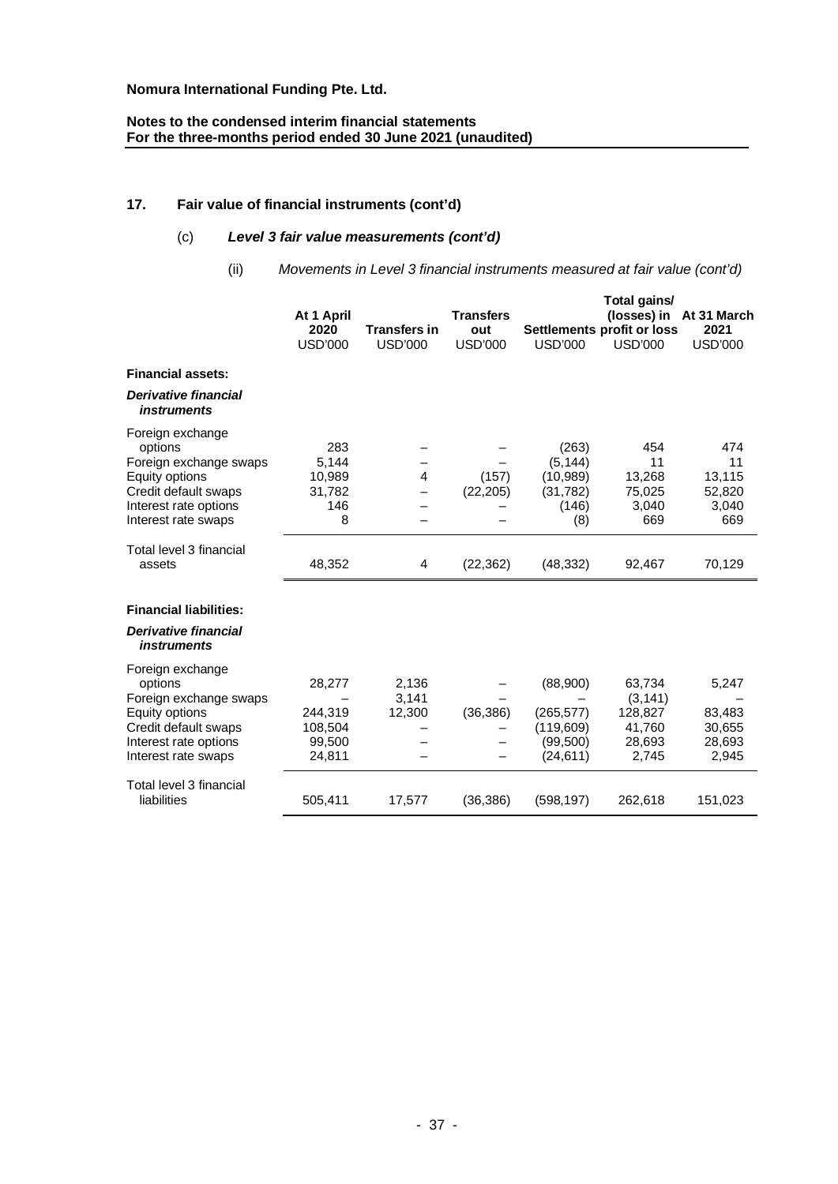**Nomura International Funding Pte. Ltd.**

**Notes to the condensed interim financial statements**
**For the three-months period ended 30 June 2021 (unaudited)**

## 17. Fair value of financial instruments (cont'd)

### (c) *Level 3 fair value measurements (cont'd)*

(ii) *Movements in Level 3 financial instruments measured at fair value (cont'd)*

| | At 1 April 2020 USD'000 | Transfers in USD'000 | Transfers out USD'000 | Settlements USD'000 | Total gains/ (losses) in profit or loss USD'000 | At 31 March 2021 USD'000 |
|---|---|---|---|---|---|---|
| **Financial assets:** | | | | | | |
| ***Derivative financial instruments*** | | | | | | |
| Foreign exchange options | 283 | – | – | (263) | 454 | 474 |
| Foreign exchange swaps | 5,144 | – | – | (5,144) | 11 | 11 |
| Equity options | 10,989 | 4 | (157) | (10,989) | 13,268 | 13,115 |
| Credit default swaps | 31,782 | – | (22,205) | (31,782) | 75,025 | 52,820 |
| Interest rate options | 146 | – | – | (146) | 3,040 | 3,040 |
| Interest rate swaps | 8 | – | – | (8) | 669 | 669 |
| Total level 3 financial assets | 48,352 | 4 | (22,362) | (48,332) | 92,467 | 70,129 |
| **Financial liabilities:** | | | | | | |
| ***Derivative financial instruments*** | | | | | | |
| Foreign exchange options | 28,277 | 2,136 | – | (88,900) | 63,734 | 5,247 |
| Foreign exchange swaps | – | 3,141 | – | – | (3,141) | – |
| Equity options | 244,319 | 12,300 | (36,386) | (265,577) | 128,827 | 83,483 |
| Credit default swaps | 108,504 | – | – | (119,609) | 41,760 | 30,655 |
| Interest rate options | 99,500 | – | – | (99,500) | 28,693 | 28,693 |
| Interest rate swaps | 24,811 | – | – | (24,611) | 2,745 | 2,945 |
| Total level 3 financial liabilities | 505,411 | 17,577 | (36,386) | (598,197) | 262,618 | 151,023 |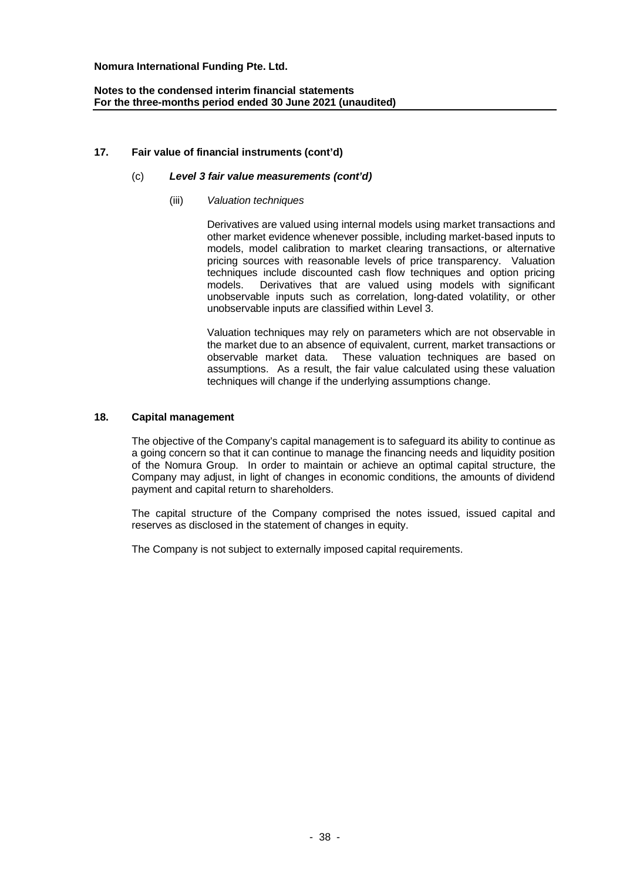## 17. Fair value of financial instruments (cont'd)

### (c) *Level 3 fair value measurements (cont'd)*

#### (iii) *Valuation techniques*

Derivatives are valued using internal models using market transactions and other market evidence whenever possible, including market-based inputs to models, model calibration to market clearing transactions, or alternative pricing sources with reasonable levels of price transparency. Valuation techniques include discounted cash flow techniques and option pricing models. Derivatives that are valued using models with significant unobservable inputs such as correlation, long-dated volatility, or other unobservable inputs are classified within Level 3.

Valuation techniques may rely on parameters which are not observable in the market due to an absence of equivalent, current, market transactions or observable market data. These valuation techniques are based on assumptions. As a result, the fair value calculated using these valuation techniques will change if the underlying assumptions change.

## 18. Capital management

The objective of the Company's capital management is to safeguard its ability to continue as a going concern so that it can continue to manage the financing needs and liquidity position of the Nomura Group. In order to maintain or achieve an optimal capital structure, the Company may adjust, in light of changes in economic conditions, the amounts of dividend payment and capital return to shareholders.

The capital structure of the Company comprised the notes issued, issued capital and reserves as disclosed in the statement of changes in equity.

The Company is not subject to externally imposed capital requirements.